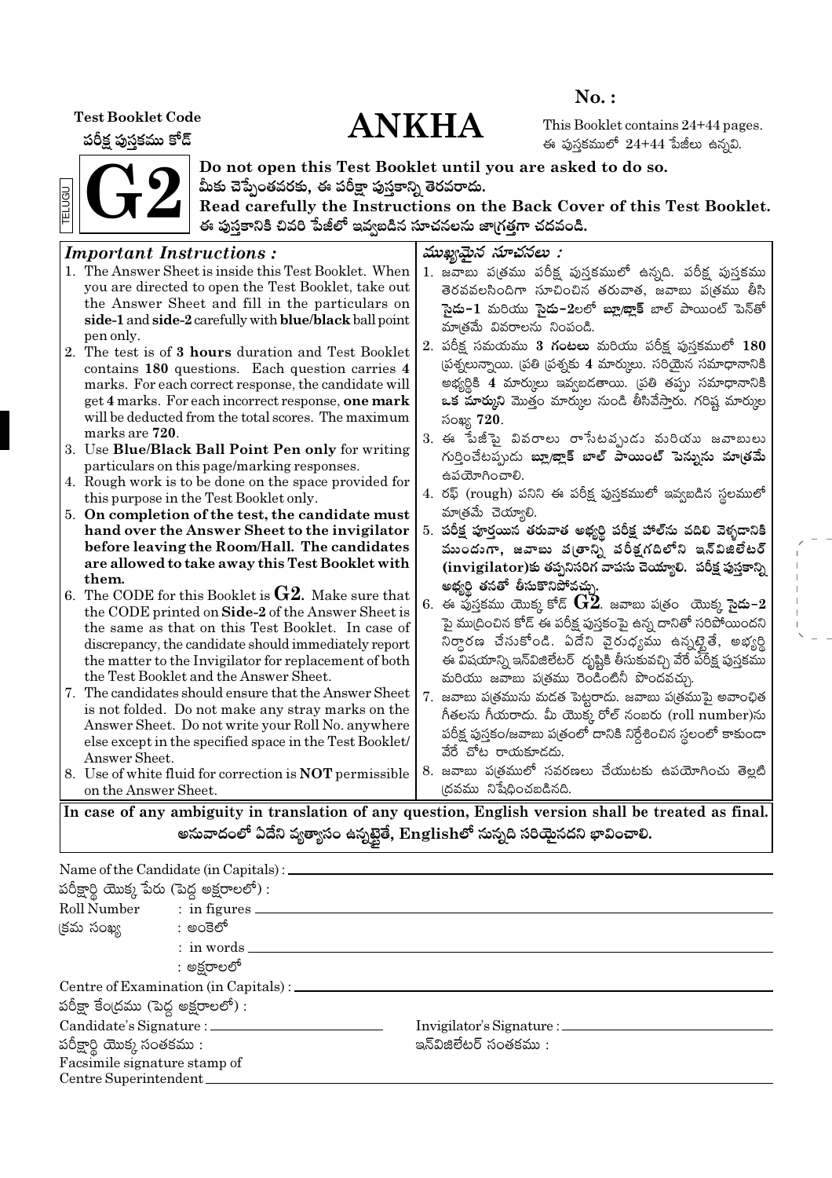No. :

**Test Booklet Code**
**పరీక్ష పుస్తకము కోడ్**

# ANKHA

This Booklet contains 24+44 pages.
ఈ పుస్తకములో 24+44 పేజీలు ఉన్నవి.

TELUGU

# G2

**Do not open this Test Booklet until you are asked to do so.**
**మీకు చెప్పేంతవరకు, ఈ పరీక్షా పుస్తకాన్ని తెరవరాదు.**
**Read carefully the Instructions on the Back Cover of this Test Booklet.**
**ఈ పుస్తకానికి చివరి పేజీలో ఇవ్వబడిన సూచనలను జాగ్రత్తగా చదవండి.**

***Important Instructions :***

1. The Answer Sheet is inside this Test Booklet. When you are directed to open the Test Booklet, take out the Answer Sheet and fill in the particulars on **side-1** and **side-2** carefully with **blue/black** ball point pen only.
2. The test is of **3 hours** duration and Test Booklet contains **180** questions. Each question carries **4** marks. For each correct response, the candidate will get **4** marks. For each incorrect response, **one mark** will be deducted from the total scores. The maximum marks are **720**.
3. Use **Blue/Black Ball Point Pen only** for writing particulars on this page/marking responses.
4. Rough work is to be done on the space provided for this purpose in the Test Booklet only.
5. **On completion of the test, the candidate must hand over the Answer Sheet to the invigilator before leaving the Room/Hall. The candidates are allowed to take away this Test Booklet with them.**
6. The CODE for this Booklet is **G2**. Make sure that the CODE printed on **Side-2** of the Answer Sheet is the same as that on this Test Booklet. In case of discrepancy, the candidate should immediately report the matter to the Invigilator for replacement of both the Test Booklet and the Answer Sheet.
7. The candidates should ensure that the Answer Sheet is not folded. Do not make any stray marks on the Answer Sheet. Do not write your Roll No. anywhere else except in the specified space in the Test Booklet/ Answer Sheet.
8. Use of white fluid for correction is **NOT** permissible on the Answer Sheet.

***ముఖ్యమైన సూచనలు :***

1. జవాబు పత్రము పరీక్ష పుస్తకములో ఉన్నది. పరీక్ష పుస్తకము తెరవవలసిందిగా సూచించిన తరువాత, జవాబు పత్రము తీసి **సైడు-1** మరియు **సైడు-2**లలో **బ్లూ/బ్లాక్** బాల్ పాయింట్ పెన్‌తో మాత్రమే వివరాలను నింపండి.
2. పరీక్ష సమయము **3 గంటలు** మరియు పరీక్ష పుస్తకములో **180** ప్రశ్నలున్నాయి. ప్రతి ప్రశ్నకు **4** మార్కులు. సరియైన సమాధానానికి అభ్యర్థికి **4** మార్కులు ఇవ్వబడతాయి. ప్రతి తప్పు సమాధానానికి **ఒక మార్కుని** మొత్తం మార్కుల నుండి తీసివేస్తారు. గరిష్ఠ మార్కుల సంఖ్య **720**.
3. ఈ పేజీపై వివరాలు రాసేటప్పుడు మరియు జవాబులు గుర్తించేటప్పుడు **బ్లూ/బ్లాక్ బాల్ పాయింట్ పెన్నును మాత్రమే** ఉపయోగించాలి.
4. రఫ్ (rough) పనిని ఈ పరీక్ష పుస్తకములో ఇవ్వబడిన స్థలములో మాత్రమే చెయ్యాలి.
5. **పరీక్ష పూర్తయిన తరువాత అభ్యర్థి పరీక్ష హాల్‌ను వదిలి వెళ్ళడానికి ముందుగా, జవాబు పత్రాన్ని పరీక్షగదిలోని ఇన్‌విజిలేటర్ (invigilator)కు తప్పనిసరిగ వాపసు చెయ్యాలి. పరీక్ష పుస్తకాన్ని అభ్యర్థి తనతో తీసుకొనిపోవచ్చు.**
6. ఈ పుస్తకము యొక్క కోడ్ **G2**. జవాబు పత్రం యొక్క సైడు-2 పై ముద్రించిన కోడ్ ఈ పరీక్ష పుస్తకంపై ఉన్న దానితో సరిపోయిందని నిర్ధారణ చేసుకోండి. ఏదేని వైరుధ్యము ఉన్నట్లైతే, అభ్యర్థి ఈ విషయాన్ని ఇన్‌విజిలేటర్ దృష్టికి తీసుకువచ్చి వేరే పరీక్ష పుస్తకము మరియు జవాబు పత్రము రెండింటినీ పొందవచ్చు.
7. జవాబు పత్రమును మడత పెట్టరాదు. జవాబు పత్రముపై అవాంఛిత గీతలను గీయరాదు. మీ యొక్క రోల్ నంబరు (roll number)ను పరీక్ష పుస్తకం/జవాబు పత్రంలో దానికి నిర్దేశించిన స్థలంలో కాకుండా వేరే చోట రాయకూడదు.
8. జవాబు పత్రములో సవరణలు చేయుటకు ఉపయోగించు తెల్లటి ద్రవము నిషేధించబడినది.

**In case of any ambiguity in translation of any question, English version shall be treated as final.**
**అనువాదంలో ఏదేని వ్యత్యాసం ఉన్నట్లైతే, Englishలో నున్నది సరియైనదని భావించాలి.**

Name of the Candidate (in Capitals) : ____________________
పరీక్షార్థి యొక్క పేరు (పెద్ద అక్షరాలలో) :

Roll Number : in figures ____________________
క్రమ సంఖ్య : అంకెలో
: in words ____________________
: అక్షరాలలో

Centre of Examination (in Capitals) : ____________________
పరీక్షా కేంద్రము (పెద్ద అక్షరాలలో) :

Candidate's Signature : ____________________
పరీక్షార్థి యొక్క సంతకము :

Invigilator's Signature : ____________________
ఇన్‌విజిలేటర్ సంతకము :

Facsimile signature stamp of
Centre Superintendent ____________________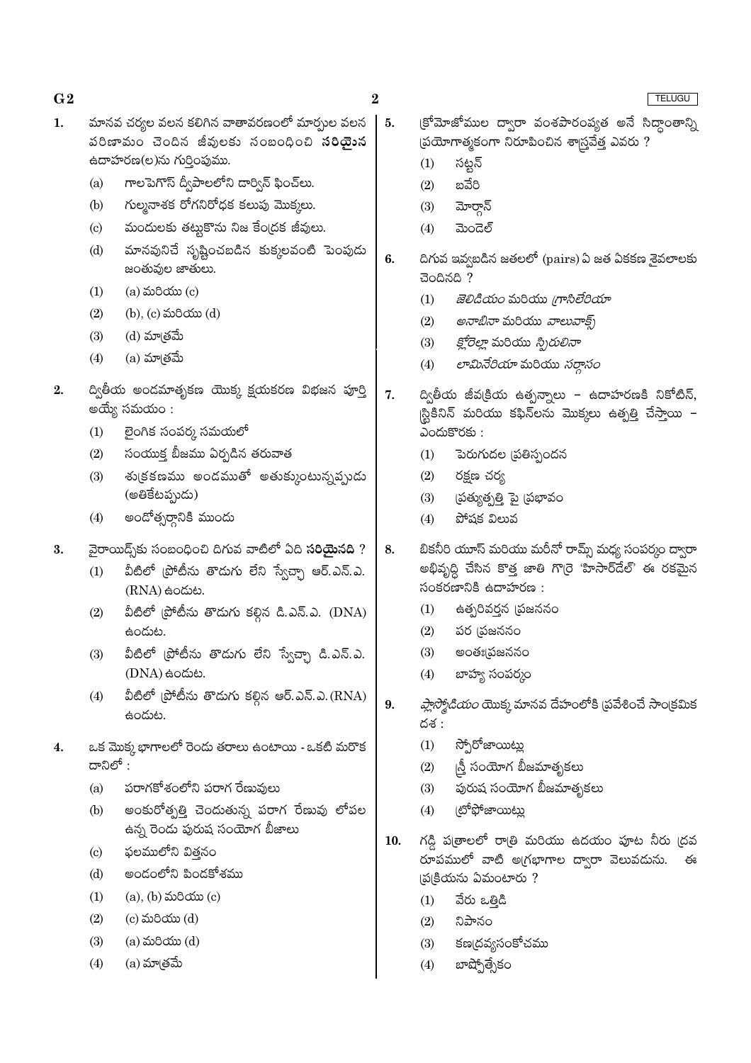1. మానవ చర్యల వలన కలిగిన వాతావరణంలో మార్పుల వలన పరిణామం చెందిన జీవులకు సంబంధించి **సరియైన** ఉదాహరణ(ల)ను గుర్తింపుము.

   (a) గాలపెగొస్ ద్వీపాలలోని డార్విన్ ఫించ్‌లు.

   (b) గుల్మనాశక రోగనిరోధక కలుపు మొక్కలు.

   (c) మందులకు తట్టుకొను నిజ కేంద్రక జీవులు.

   (d) మానవునిచే సృష్టించబడిన కుక్కలవంటి పెంపుడు జంతువుల జాతులు.

   (1) (a) మరియు (c)
   (2) (b), (c) మరియు (d)
   (3) (d) మాత్రమే
   (4) (a) మాత్రమే

2. ద్వితీయ అండమాతృకణ యొక్క క్షయకరణ విభజన పూర్తి అయ్యే సమయం :

   (1) లైంగిక సంపర్క సమయంలో
   (2) సంయుక్త బీజము ఏర్పడిన తరువాత
   (3) శుక్రకణము అండముతో అతుక్కుంటున్నప్పుడు (అతికేటప్పుడు)
   (4) అండోత్సర్గానికి ముందు

3. వైరాయిడ్స్‌కు సంబంధించి దిగువ వాటిలో ఏది **సరియైనది** ?

   (1) వీటిలో ప్రోటీను తొడుగు లేని స్వేచ్ఛా ఆర్.ఎన్.ఎ. (RNA) ఉండుట.
   (2) వీటిలో ప్రోటీను తొడుగు కలిగిన డి.ఎన్.ఎ. (DNA) ఉండుట.
   (3) వీటిలో ప్రోటీను తొడుగు లేని స్వేచ్ఛా డి.ఎన్.ఎ. (DNA) ఉండుట.
   (4) వీటిలో ప్రోటీను తొడుగు కలిగిన ఆర్.ఎన్.ఎ. (RNA) ఉండుట.

4. ఒక మొక్క భాగాలలో రెండు తరాలు ఉంటాయి - ఒకటి మరొక దానిలో :

   (a) పరాగకోశంలోని పరాగ రేణువులు

   (b) అంకురోత్పత్తి చెందుతున్న పరాగ రేణువు లోపల ఉన్న రెండు పురుష సంయోగ బీజాలు

   (c) ఫలములోని విత్తనం

   (d) అండంలోని పిండకోశము

   (1) (a), (b) మరియు (c)
   (2) (c) మరియు (d)
   (3) (a) మరియు (d)
   (4) (a) మాత్రమే

5. క్రోమోజోముల ద్వారా వంశపారంపర్యత అనే సిద్ధాంతాన్ని ప్రయోగాత్మకంగా నిరూపించిన శాస్త్రవేత్త ఎవరు ?

   (1) సట్టన్
   (2) బవేరి
   (3) మోర్గాన్
   (4) మెండెల్

6. దిగువ ఇవ్వబడిన జతలలో (pairs) ఏ జత ఏకకణ శైవలాలకు చెందినది ?

   (1) *జెలిడియం* మరియు *గ్రాసిలేరియా*
   (2) *అనాబినా* మరియు *వాలువాక్స్*
   (3) *క్లోరెల్లా* మరియు *స్పిరులినా*
   (4) *లామినేరియా* మరియు *సర్గాసం*

7. ద్వితీయ జీవక్రియ ఉత్పన్నాలు – ఉదాహరణకి నికోటిన్, స్ట్రికినిన్ మరియు కఫిన్‌లను మొక్కలు ఉత్పత్తి చేస్తాయి – ఎందుకొరకు :

   (1) పెరుగుదల ప్రతిస్పందన
   (2) రక్షణ చర్య
   (3) ప్రత్యుత్పత్తి పై ప్రభావం
   (4) పోషక విలువ

8. బికనీరి యూస్ మరియు మరీనో రామ్స్ మధ్య సంపర్కం ద్వారా అభివృద్ధి చేసిన కొత్త జాతి గొర్రె 'హిసార్‌డేల్' ఈ రకమైన సంకరణానికి ఉదాహరణ :

   (1) ఉత్పరివర్తన ప్రజననం
   (2) పర ప్రజననం
   (3) అంతఃప్రజననం
   (4) బాహ్య సంపర్కం

9. *ప్లాస్మోడియం* యొక్క మానవ దేహంలోకి ప్రవేశించే సాంక్రమిక దశ :

   (1) స్పోరోజాయిట్లు
   (2) స్త్రీ సంయోగ బీజమాతృకలు
   (3) పురుష సంయోగ బీజమాతృకలు
   (4) ట్రోఫోజాయిట్లు

10. గడ్డి పత్రాలలో రాత్రి మరియు ఉదయం పూట నీరు ద్రవ రూపములో వాటి అగ్రభాగాల ద్వారా వెలువడును. ఈ ప్రక్రియను ఏమంటారు ?

    (1) వేరు ఒత్తిడి
    (2) నిపానం
    (3) కణద్రవ్యసంకోచము
    (4) బాష్పోత్సేకం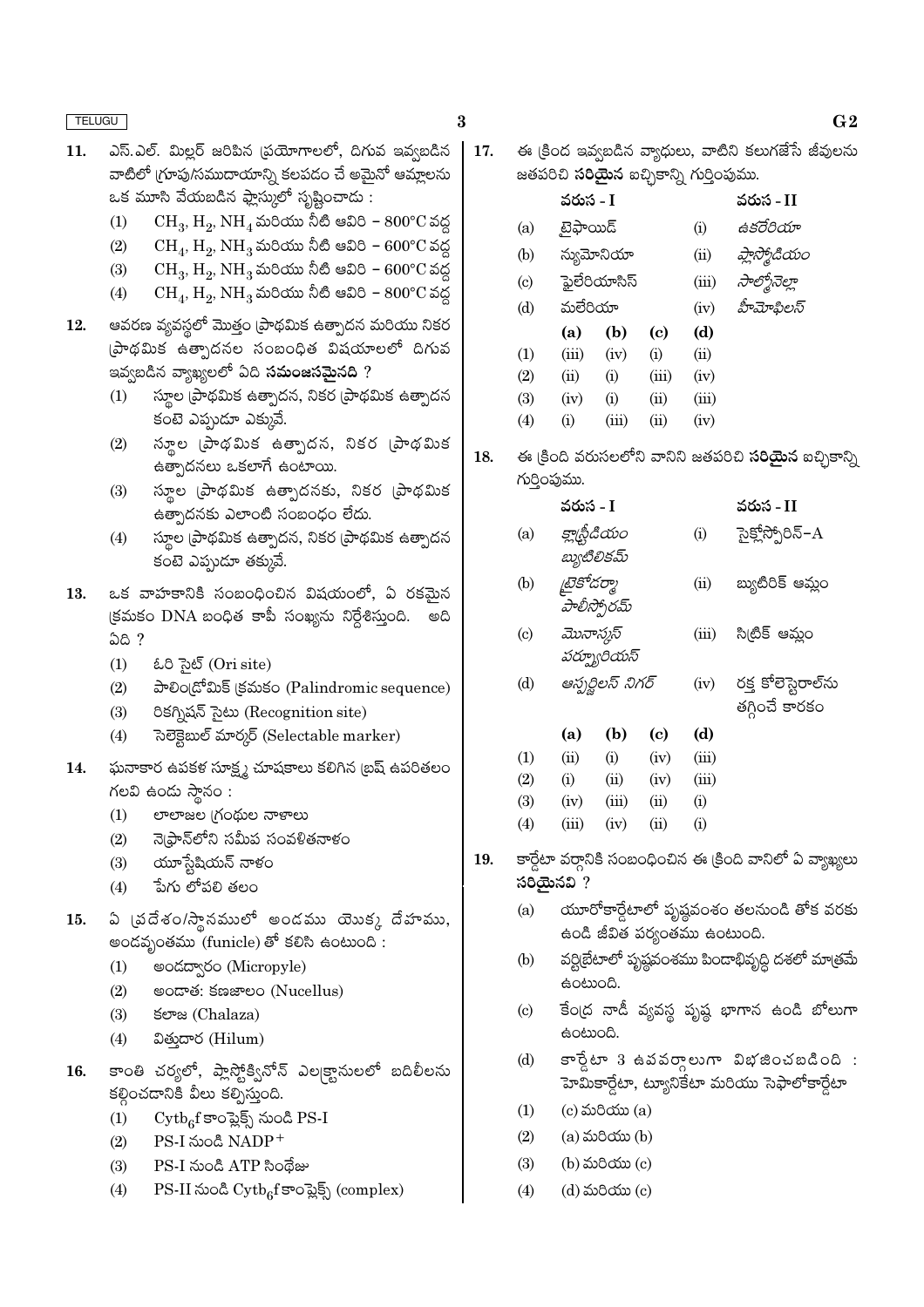11. ఎస్.ఎల్. మిల్లర్ జరిపిన ప్రయోగాలలో, దిగువ ఇవ్వబడిన వాటిలో గ్రూపు/సముదాయాన్ని కలపడం చే అమైనో ఆమ్లాలను ఒక మూసి వేయబడిన ఫ్లాస్కులో సృష్టించాడు :

    (1) $CH_3$, $H_2$, $NH_4$ మరియు నీటి ఆవిరి – 800°C వద్ద
    (2) $CH_4$, $H_2$, $NH_3$ మరియు నీటి ఆవిరి – 600°C వద్ద
    (3) $CH_3$, $H_2$, $NH_3$ మరియు నీటి ఆవిరి – 600°C వద్ద
    (4) $CH_4$, $H_2$, $NH_3$ మరియు నీటి ఆవిరి – 800°C వద్ద

12. ఆవరణ వ్యవస్థలో మొత్తం ప్రాథమిక ఉత్పాదన మరియు నికర ప్రాథమిక ఉత్పాదనల సంబంధిత విషయాలలో దిగువ ఇవ్వబడిన వ్యాఖ్యలలో ఏది **సమంజసమైనది** ?

    (1) స్థూల ప్రాథమిక ఉత్పాదన, నికర ప్రాథమిక ఉత్పాదన కంటె ఎప్పుడూ ఎక్కువే.
    (2) స్థూల ప్రాథమిక ఉత్పాదన, నికర ప్రాథమిక ఉత్పాదనలు ఒకలాగే ఉంటాయి.
    (3) స్థూల ప్రాథమిక ఉత్పాదనకు, నికర ప్రాథమిక ఉత్పాదనకు ఎలాంటి సంబంధం లేదు.
    (4) స్థూల ప్రాథమిక ఉత్పాదన, నికర ప్రాథమిక ఉత్పాదన కంటె ఎప్పుడూ తక్కువే.

13. ఒక వాహకానికి సంబంధించిన విషయంలో, ఏ రకమైన క్రమకం DNA బంధిత కాపీ సంఖ్యను నిర్దేశిస్తుంది. అది ఏది ?

    (1) ఓరి సైట్ (Ori site)
    (2) పాలిండ్రోమిక్ క్రమకం (Palindromic sequence)
    (3) రికగ్నిషన్ సైటు (Recognition site)
    (4) సెలెక్టెబుల్ మార్కర్ (Selectable marker)

14. ఘనాకార ఉపకళ సూక్ష్మ చూషకాలు కలిగిన బ్రష్ ఉపరితలం గలవి ఉండు స్థానం :

    (1) లాలాజల గ్రంథుల నాళాలు
    (2) నెఫ్రాన్‌లోని సమీప సంవళితనాళం
    (3) యూస్టేషియన్ నాళం
    (4) పేగు లోపలి తలం

15. ఏ ప్రదేశం/స్థానములో అండము యొక్క దేహము, అండవృంతము (funicle) తో కలిసి ఉంటుంది :

    (1) అండద్వారం (Micropyle)
    (2) అండాంత: కణజాలం (Nucellus)
    (3) కలాజ (Chalaza)
    (4) విత్తుదార (Hilum)

16. కాంతి చర్యలో, ప్లాస్టోక్వినోన్ ఎలక్ట్రానులలో బదిలీలను కల్గించడానికి వీలు కల్పిస్తుంది.

    (1) $Cytb_6f$ కాంప్లెక్స్ నుండి PS-I
    (2) PS-I నుండి $NADP^+$
    (3) PS-I నుండి ATP సింథేజు
    (4) PS-II నుండి $Cytb_6f$ కాంప్లెక్స్ (complex)

17. ఈ క్రింద ఇవ్వబడిన వ్యాధులు, వాటిని కలుగజేసే జీవులను జతపరిచి **సరియైన** ఐచ్ఛికాన్ని గుర్తింపుము.

| | వరుస - I | | వరుస - II |
|---|---|---|---|
| (a) | టైఫాయిడ్ | (i) | *ఉకరేరియా* |
| (b) | న్యుమోనియా | (ii) | *ప్లాస్మోడియం* |
| (c) | ఫైలేరియాసిస్ | (iii) | *సాల్మోనెల్లా* |
| (d) | మలేరియా | (iv) | *హీమోఫిలస్* |

| | (a) | (b) | (c) | (d) |
|---|---|---|---|---|
| (1) | (iii) | (iv) | (i) | (ii) |
| (2) | (ii) | (i) | (iii) | (iv) |
| (3) | (iv) | (i) | (ii) | (iii) |
| (4) | (i) | (iii) | (ii) | (iv) |

18. ఈ క్రింది వరుసలలోని వానిని జతపరిచి **సరియైన** ఐచ్ఛికాన్ని గుర్తింపుము.

| | వరుస - I | | వరుస - II |
|---|---|---|---|
| (a) | *క్లాస్ట్రీడియం బ్యుటిలికమ్* | (i) | సైక్లోస్పోరిన్–A |
| (b) | *ట్రైకోడర్మా పాలీస్పోరమ్* | (ii) | బ్యుటిరిక్ ఆమ్లం |
| (c) | *మొనాస్కస్ పర్ప్యూరియస్* | (iii) | సిట్రిక్ ఆమ్లం |
| (d) | *ఆస్పర్జిలస్ నిగర్* | (iv) | రక్త కోలెస్టెరాల్‌ను తగ్గించే కారకం |

| | (a) | (b) | (c) | (d) |
|---|---|---|---|---|
| (1) | (ii) | (i) | (iv) | (iii) |
| (2) | (i) | (ii) | (iv) | (iii) |
| (3) | (iv) | (iii) | (ii) | (i) |
| (4) | (iii) | (iv) | (ii) | (i) |

19. కార్డేటా వర్గానికి సంబంధించిన ఈ క్రింది వానిలో ఏ వ్యాఖ్యలు **సరియైనవి** ?

    (a) యూరోకార్డేటాలో పృష్ఠవంశం తలనుండి తోక వరకు ఉండి జీవిత పర్యంతము ఉంటుంది.
    (b) వర్టిబ్రేటాలో పృష్ఠవంశము పిండాభివృద్ధి దశలో మాత్రమే ఉంటుంది.
    (c) కేంద్ర నాడీ వ్యవస్థ పృష్ఠ భాగాన ఉండి బోలుగా ఉంటుంది.
    (d) కార్డేటా 3 ఉపవర్గాలుగా విభజించబడింది : హెమికార్డేటా, ట్యూనికేటా మరియు సెఫాలోకార్డేటా

    (1) (c) మరియు (a)
    (2) (a) మరియు (b)
    (3) (b) మరియు (c)
    (4) (d) మరియు (c)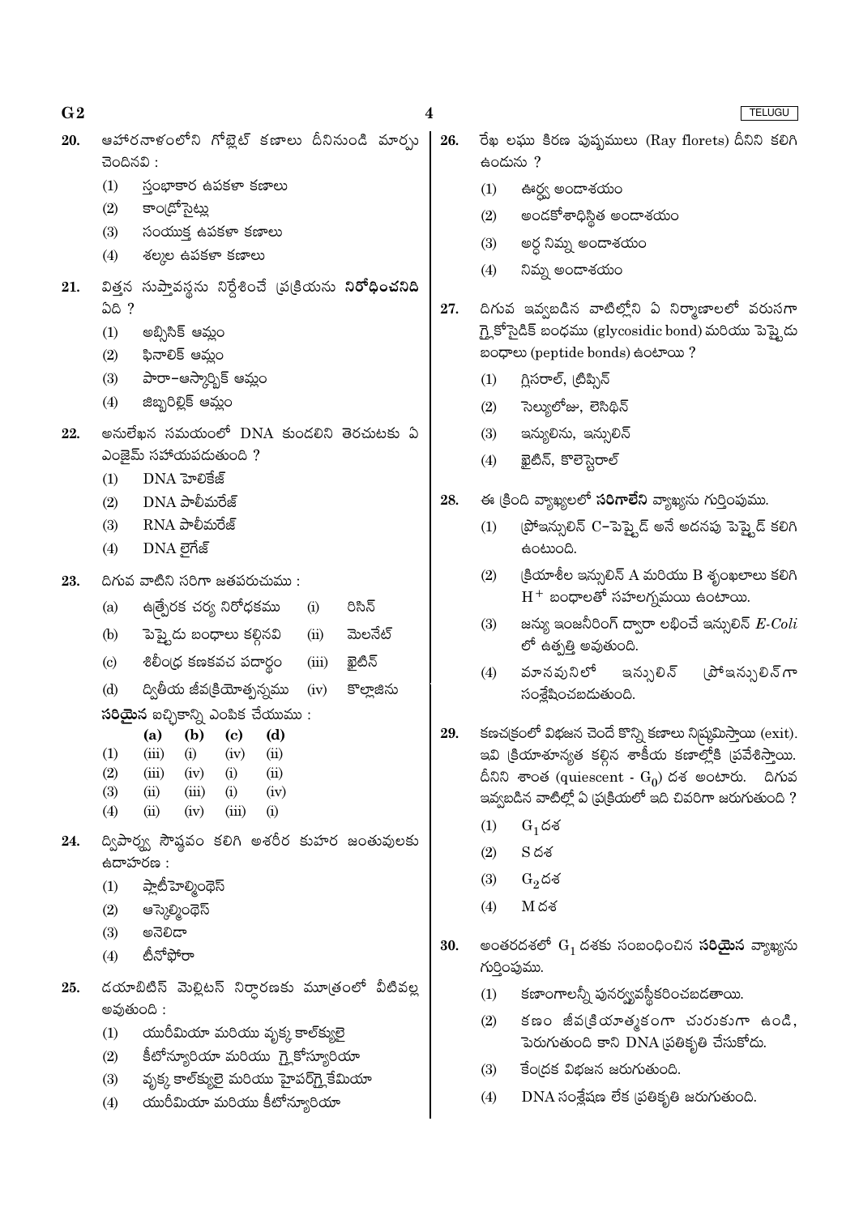20. ఆహారనాళంలోని గోబ్లెట్ కణాలు దీనినుండి మార్పు చెందినవి :

    (1) స్తంభాకార ఉపకళా కణాలు
    (2) కాండ్రోసైట్లు
    (3) సంయుక్త ఉపకళా కణాలు
    (4) శల్కల ఉపకళా కణాలు

21. విత్తన సుప్తావస్థను నిర్దేశించే ప్రక్రియను **నిరోధించనిది** ఏది ?

    (1) అబ్సిసిక్ ఆమ్లం
    (2) ఫినాలిక్ ఆమ్లం
    (3) పారా–ఆస్కార్బిక్ ఆమ్లం
    (4) జిబ్బరెల్లిక్ ఆమ్లం

22. అనులేఖన సమయంలో DNA కుండలిని తెరచుటకు ఏ ఎంజైమ్ సహాయపడుతుంది ?

    (1) DNA హెలికేజ్
    (2) DNA పాలీమరేజ్
    (3) RNA పాలీమరేజ్
    (4) DNA లైగేజ్

23. దిగువ వాటిని సరిగా జతపరుచుము :

| | | | |
|---|---|---|---|
| (a) | ఉత్ప్రేరక చర్య నిరోధకము | (i) | రిసిన్ |
| (b) | పెప్టైడు బంధాలు కల్గినవి | (ii) | మెలనేట్ |
| (c) | శిలీంధ్ర కణకవచ పదార్థం | (iii) | కైటిన్ |
| (d) | ద్వితీయ జీవక్రియోత్పన్నము | (iv) | కొల్లాజెను |

**సరియైన** ఐచ్ఛికాన్ని ఎంపిక చేయుము :

| | (a) | (b) | (c) | (d) |
|---|---|---|---|---|
| (1) | (iii) | (i) | (iv) | (ii) |
| (2) | (iii) | (iv) | (i) | (ii) |
| (3) | (ii) | (iii) | (i) | (iv) |
| (4) | (ii) | (iv) | (iii) | (i) |

24. ద్విపార్శ్వ సౌష్ఠవం కలిగి అశరీర కుహర జంతువులకు ఉదాహరణ :

    (1) ప్లాటీహెల్మింథెస్
    (2) ఆస్కెల్మింథెస్
    (3) అనెలిడా
    (4) టీనోఫోరా

25. డయాబిటిస్ మెల్లిటస్ నిర్ధారణకు మూత్రంలో వీటివల్ల అవుతుంది :

    (1) యురీమియా మరియు వృక్క కాల్క్యులై
    (2) కీటోన్యూరియా మరియు గ్లైకోస్యూరియా
    (3) వృక్క కాల్క్యులై మరియు హైపర్‌గ్లైకేమియా
    (4) యురీమియా మరియు కీటోన్యూరియా

26. రేఖ లఘు కిరణ పుష్పములు (Ray florets) దీనిని కలిగి ఉండును ?

    (1) ఊర్ధ్వ అండాశయం
    (2) అండకోశాధిస్థిత అండాశయం
    (3) అర్ధ నిమ్న అండాశయం
    (4) నిమ్న అండాశయం

27. దిగువ ఇవ్వబడిన వాటిల్లోని ఏ నిర్మాణాలలో వరుసగా గ్లైకోసైడిక్ బంధము (glycosidic bond) మరియు పెప్టైడు బంధాలు (peptide bonds) ఉంటాయి ?

    (1) గ్లిసరాల్, ట్రిప్సిన్
    (2) సెల్యులోజు, లెసిథిన్
    (3) ఇన్యులిను, ఇన్సులిన్
    (4) కైటిన్, కొలెస్టెరాల్

28. ఈ క్రింది వ్యాఖ్యలలో **సరిగాలేని** వ్యాఖ్యను గుర్తింపుము.

    (1) ప్రోఇన్సులిన్ C–పెప్టైడ్ అనే అదనపు పెప్టైడ్ కలిగి ఉంటుంది.
    (2) క్రియాశీల ఇన్సులిన్ A మరియు B శృంఖలాలు కలిగి $H^+$ బంధాలతో సహలగ్నమయి ఉంటాయి.
    (3) జన్యు ఇంజనీరింగ్ ద్వారా లభించే ఇన్సులిన్ *E-Coli* లో ఉత్పత్తి అవుతుంది.
    (4) మానవునిలో ఇన్సులిన్ ప్రోఇన్సులిన్‌గా సంశ్లేషించబడుతుంది.

29. కణచక్రంలో విభజన చెందే కొన్ని కణాలు నిష్క్రమిస్తాయి (exit). ఇవి క్రియాశూన్యత కల్గిన శాకీయ కణాల్లోకి ప్రవేశిస్తాయి. దీనిని శాంత (quiescent - $G_0$) దశ అంటారు. దిగువ ఇవ్వబడిన వాటిల్లో ఏ ప్రక్రియలో ఇది చివరిగా జరుగుతుంది ?

    (1) $G_1$ దశ
    (2) S దశ
    (3) $G_2$ దశ
    (4) M దశ

30. అంతరదశలో $G_1$ దశకు సంబంధించిన **సరియైన** వ్యాఖ్యను గుర్తింపుము.

    (1) కణాంగాలన్నీ పునర్వ్యవస్థీకరించబడతాయి.
    (2) కణం జీవక్రియాత్మకంగా చురుకుగా ఉండి, పెరుగుతుంది కాని DNA ప్రతికృతి చేసుకోదు.
    (3) కేంద్రక విభజన జరుగుతుంది.
    (4) DNA సంశ్లేషణ లేక ప్రతికృతి జరుగుతుంది.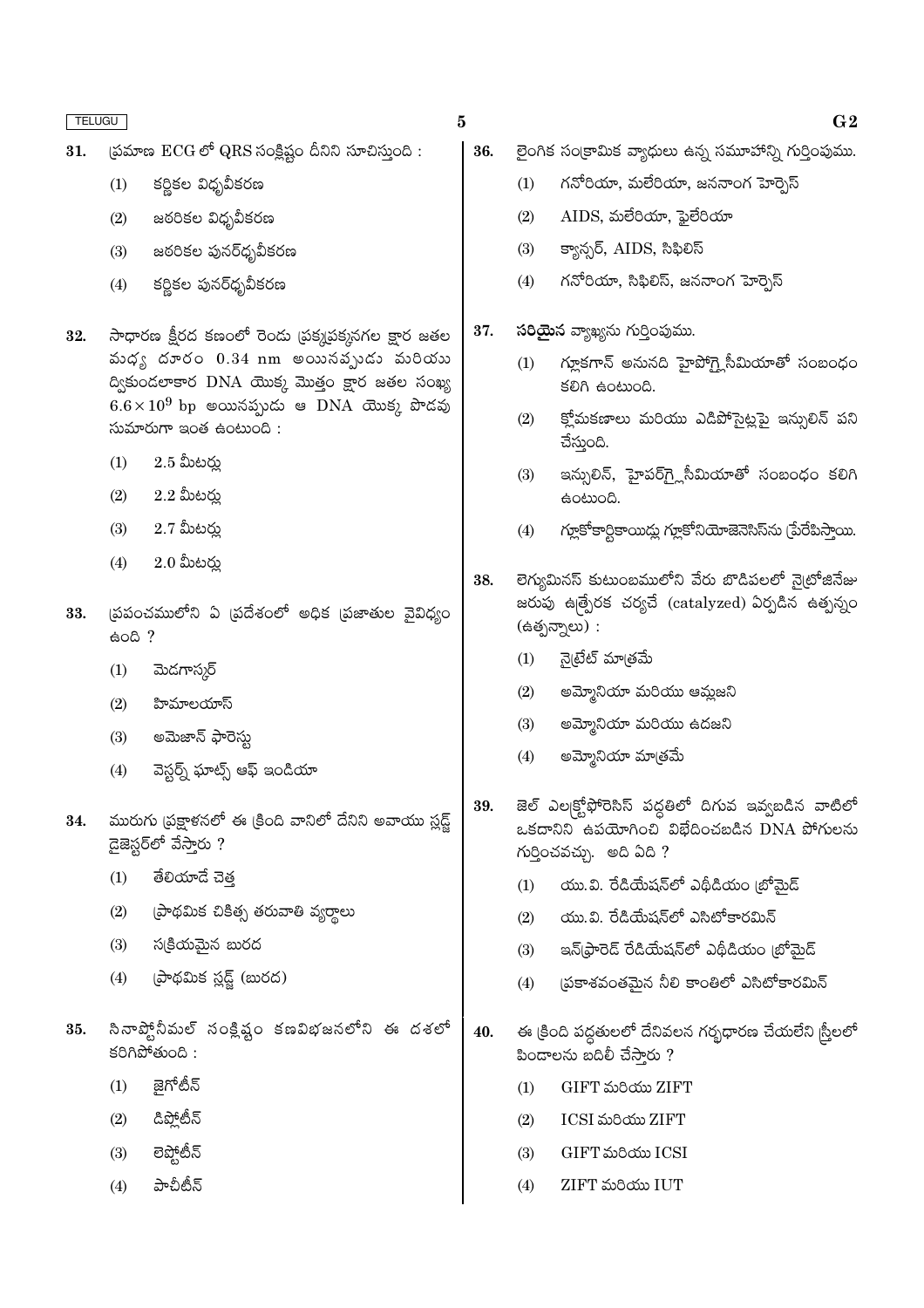31. ప్రమాణ ECG లో QRS సంక్లిష్టం దీనిని సూచిస్తుంది :

    (1) కర్ణికల విధ్రువీకరణ
    (2) జఠరికల విధ్రువీకరణ
    (3) జఠరికల పునర్ధ్రువీకరణ
    (4) కర్ణికల పునర్ధ్రువీకరణ

32. సాధారణ క్షీరద కణంలో రెండు ప్రక్కప్రక్కనగల క్షార జతల మధ్య దూరం 0.34 nm అయినప్పుడు మరియు ద్వికుండలాకార DNA యొక్క మొత్తం క్షార జతల సంఖ్య $6.6 \times 10^9$ bp అయినప్పుడు ఆ DNA యొక్క పొడవు సుమారుగా ఇంత ఉంటుంది :

    (1) 2.5 మీటర్లు
    (2) 2.2 మీటర్లు
    (3) 2.7 మీటర్లు
    (4) 2.0 మీటర్లు

33. ప్రపంచములోని ఏ ప్రదేశంలో అధిక ప్రజాతుల వైవిధ్యం ఉంది ?

    (1) మెడగాస్కర్
    (2) హిమాలయాస్
    (3) అమెజాన్ ఫారెస్టు
    (4) వెస్టర్న్ ఘాట్స్ ఆఫ్ ఇండియా

34. మురుగు ప్రక్షాళనలో ఈ క్రింది వానిలో దేనిని అవాయు స్లడ్జ్ డైజెస్టర్‌లో వేస్తారు ?

    (1) తేలియాడే చెత్త
    (2) ప్రాథమిక చికిత్స తరువాతి వ్యర్థాలు
    (3) సక్రియమైన బురద
    (4) ప్రాథమిక స్లడ్జ్ (బురద)

35. సినాప్టోనీమల్ సంక్లిష్టం కణవిభజనలోని ఈ దశలో కరిగిపోతుంది :

    (1) జైగోటీన్
    (2) డిప్లోటీన్
    (3) లెప్టోటీన్
    (4) పాచీటీన్

36. లైంగిక సంక్రామిక వ్యాధులు ఉన్న సమూహాన్ని గుర్తింపుము.

    (1) గనోరియా, మలేరియా, జననాంగ హెర్పెస్
    (2) AIDS, మలేరియా, ఫైలేరియా
    (3) క్యాన్సర్, AIDS, సిఫిలిస్
    (4) గనోరియా, సిఫిలిస్, జననాంగ హెర్పెస్

37. **సరియైన** వ్యాఖ్యను గుర్తింపుము.

    (1) గ్లూకగాన్ అనునది హైపోగ్లైసీమియాతో సంబంధం కలిగి ఉంటుంది.
    (2) క్లోమకణాలు మరియు ఎడిపోసైట్లపై ఇన్సులిన్ పని చేస్తుంది.
    (3) ఇన్సులిన్, హైపర్‌గ్లైసీమియాతో సంబంధం కలిగి ఉంటుంది.
    (4) గ్లూకోకార్టికాయిడ్లు గ్లూకోనియోజెనెసిస్‌ను ప్రేరేపిస్తాయి.

38. లెగ్యుమినస్ కుటుంబములోని వేరు బొడిపలలో నైట్రోజినేజు జరుపు ఉత్ప్రేరక చర్యచే (catalyzed) ఏర్పడిన ఉత్పన్నం (ఉత్పన్నాలు) :

    (1) నైట్రేట్ మాత్రమే
    (2) అమ్మోనియా మరియు ఆమ్లజని
    (3) అమ్మోనియా మరియు ఉదజని
    (4) అమ్మోనియా మాత్రమే

39. జెల్ ఎలక్ట్రోఫోరెసిస్ పద్ధతిలో దిగువ ఇవ్వబడిన వాటిలో ఒకదానిని ఉపయోగించి విభేదించబడిన DNA పోగులను గుర్తించవచ్చు. అది ఏది ?

    (1) యు.వి. రేడియేషన్‌లో ఎథీడియం బ్రోమైడ్
    (2) యు.వి. రేడియేషన్‌లో ఎసిటోకారమిన్
    (3) ఇన్‌ఫ్రారెడ్ రేడియేషన్‌లో ఎథీడియం బ్రోమైడ్
    (4) ప్రకాశవంతమైన నీలి కాంతిలో ఎసిటోకారమిన్

40. ఈ క్రింది పద్ధతులలో దేనివలన గర్భధారణ చేయలేని స్త్రీలలో పిండాలను బదిలీ చేస్తారు ?

    (1) GIFT మరియు ZIFT
    (2) ICSI మరియు ZIFT
    (3) GIFT మరియు ICSI
    (4) ZIFT మరియు IUT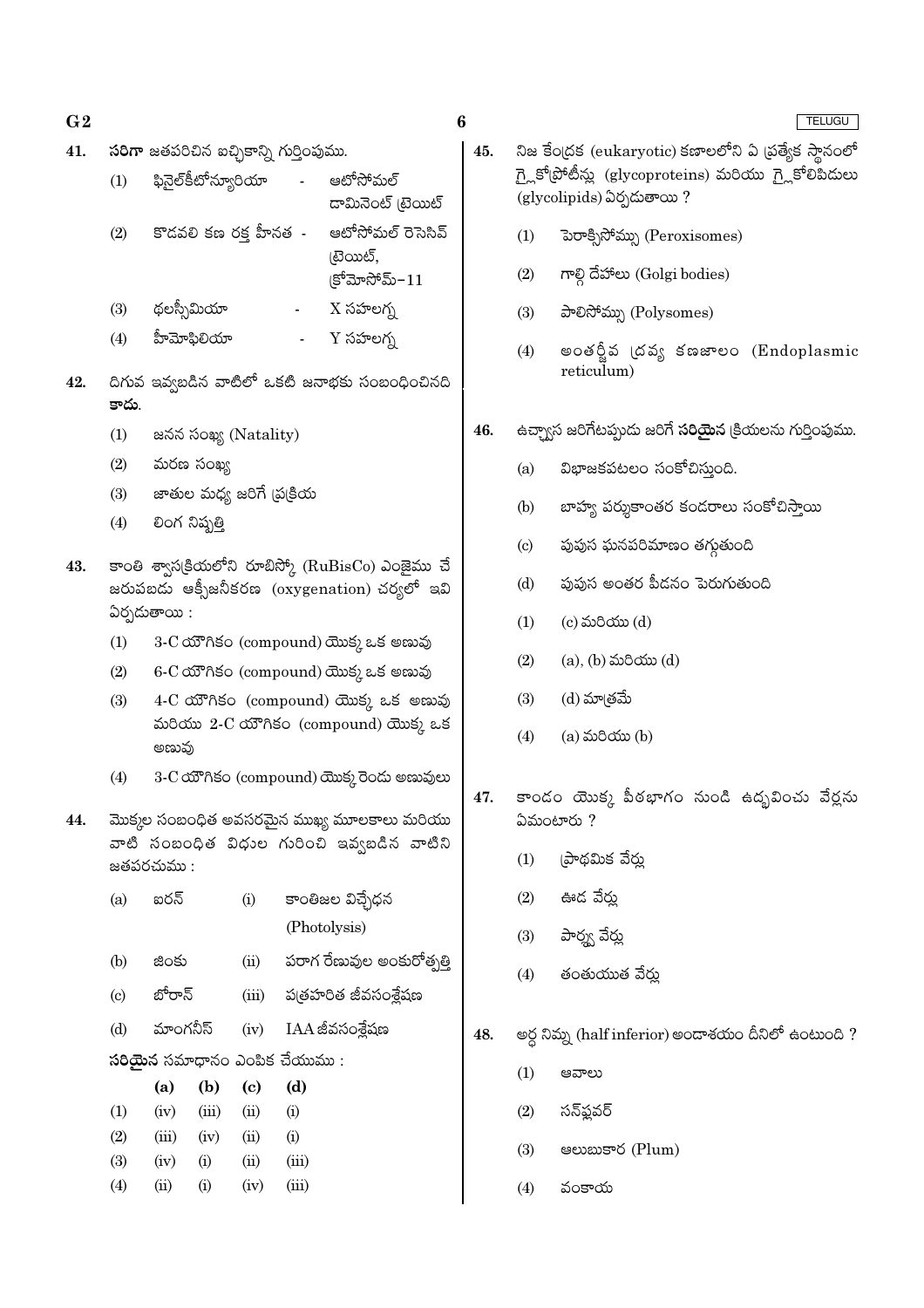41. **సరిగా** జతపరిచిన ఐచ్ఛికాన్ని గుర్తింపుము.

(1) ఫినైల్‌కీటోన్యూరియా - ఆటోసోమల్ డామినెంట్ ట్రెయిట్

(2) కొడవలి కణ రక్త హీనత - ఆటోసోమల్ రెసెసివ్ ట్రెయిట్, క్రోమోసోమ్-11

(3) థలసీమియా - X సహలగ్న

(4) హీమోఫిలియా - Y సహలగ్న

42. దిగువ ఇవ్వబడిన వాటిలో ఒకటి జనాభకు సంబంధించినది **కాదు**.

(1) జనన సంఖ్య (Natality)

(2) మరణ సంఖ్య

(3) జాతుల మధ్య జరిగే ప్రక్రియ

(4) లింగ నిష్పత్తి

43. కాంతి శ్వాసక్రియలోని రూబిస్కో (RuBisCo) ఎంజైము చే జరుపబడు ఆక్సీజనీకరణ (oxygenation) చర్యలో ఇవి ఏర్పడుతాయి :

(1) 3-C యౌగికం (compound) యొక్క ఒక అణువు

(2) 6-C యౌగికం (compound) యొక్క ఒక అణువు

(3) 4-C యౌగికం (compound) యొక్క ఒక అణువు మరియు 2-C యౌగికం (compound) యొక్క ఒక అణువు

(4) 3-C యౌగికం (compound) యొక్క రెండు అణువులు

44. మొక్కల సంబంధిత అవసరమైన ముఖ్య మూలకాలు మరియు వాటి సంబంధిత విధుల గురించి ఇవ్వబడిన వాటిని జతపరచుము :

| | | | |
|---|---|---|---|
| (a) | ఐరన్ | (i) | కాంతిజల విచ్ఛేధన (Photolysis) |
| (b) | జింకు | (ii) | పరాగ రేణువుల అంకురోత్పత్తి |
| (c) | బోరాన్ | (iii) | పత్రహరిత జీవసంశ్లేషణ |
| (d) | మాంగనీస్ | (iv) | IAA జీవసంశ్లేషణ |

**సరియైన** సమాధానం ఎంపిక చేయుము :

| | (a) | (b) | (c) | (d) |
|---|---|---|---|---|
| (1) | (iv) | (iii) | (ii) | (i) |
| (2) | (iii) | (iv) | (ii) | (i) |
| (3) | (iv) | (i) | (ii) | (iii) |
| (4) | (ii) | (i) | (iv) | (iii) |

45. నిజ కేంద్రక (eukaryotic) కణాలలోని ఏ ప్రత్యేక స్థానంలో గ్లైకోప్రోటీన్లు (glycoproteins) మరియు గ్లైకోలిపిడులు (glycolipids) ఏర్పడుతాయి ?

(1) పెరాక్సిసోమ్లు (Peroxisomes)

(2) గాల్గి దేహాలు (Golgi bodies)

(3) పాలిసోమ్లు (Polysomes)

(4) అంతర్జీవ ద్రవ్య కణజాలం (Endoplasmic reticulum)

46. ఉచ్ఛ్వాస జరిగేటప్పుడు జరిగే **సరియైన** క్రియలను గుర్తింపుము.

(a) విభాజకపటలం సంకోచిస్తుంది.

(b) బాహ్య పర్శుకాంతర కండరాలు సంకోచిస్తాయి

(c) పుపుస ఘనపరిమాణం తగ్గుతుంది

(d) పుపుస అంతర పీడనం పెరుగుతుంది

(1) (c) మరియు (d)

(2) (a), (b) మరియు (d)

(3) (d) మాత్రమే

(4) (a) మరియు (b)

47. కాండం యొక్క పీఠభాగం నుండి ఉద్భవించు వేర్లను ఏమంటారు ?

(1) ప్రాథమిక వేర్లు

(2) ఊడ వేర్లు

(3) పార్శ్వ వేర్లు

(4) తంతుయుత వేర్లు

48. అర్ధ నిమ్న (half inferior) అండాశయం దీనిలో ఉంటుంది ?

(1) ఆవాలు

(2) సన్‌ఫ్లవర్

(3) ఆలుబుకార (Plum)

(4) వంకాయ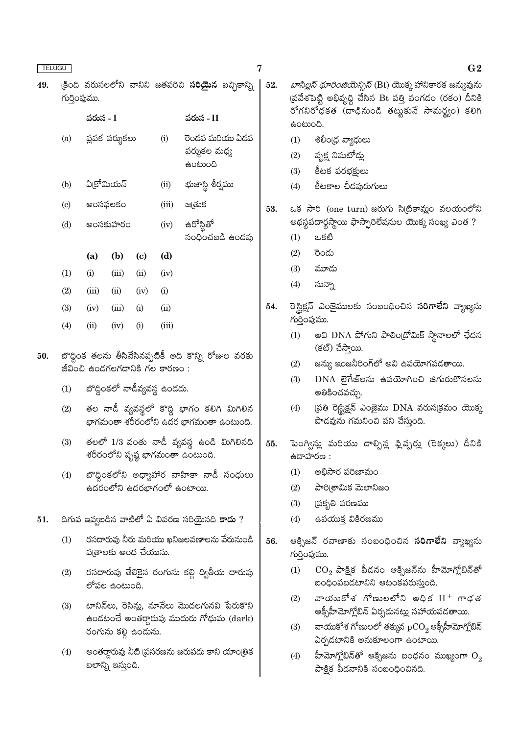49. క్రింది వరుసలలోని వానిని జతపరిచి **సరియైన** ఐచ్ఛికాన్ని గుర్తింపుము.

| | వరుస - I | | వరుస - II |
|---|---|---|---|
| (a) | ప్లవక పర్శుకలు | (i) | రెండవ మరియు ఏడవ పర్శుకల మధ్య ఉంటుంది |
| (b) | ఏక్రోమియన్ | (ii) | భుజాస్థి శీర్షము |
| (c) | అంసఫలకం | (iii) | జత్రుక |
| (d) | అంసకుహరం | (iv) | ఉరోస్థితో సంధించబడి ఉండవు |

| | (a) | (b) | (c) | (d) |
|---|---|---|---|---|
| (1) | (i) | (iii) | (ii) | (iv) |
| (2) | (iii) | (ii) | (iv) | (i) |
| (3) | (iv) | (iii) | (i) | (ii) |
| (4) | (ii) | (iv) | (i) | (iii) |

50. బొద్దింక తలను తీసివేసినప్పటికీ అది కొన్ని రోజుల వరకు జీవించి ఉండగలగడానికి గల కారణం :

(1) బొద్దింకలో నాడీవ్యవస్థ ఉండదు.

(2) తల నాడీ వ్యవస్థలో కొద్ది భాగం కలిగి మిగిలిన భాగమంతా శరీరంలోని ఉదర భాగమంతా ఉంటుంది.

(3) తలలో 1/3 వంతు నాడీ వ్యవస్థ ఉండి మిగిలినది శరీరంలోని పృష్ఠ భాగమంతా ఉంటుంది.

(4) బొద్దింకలోని అధ్యాహార వాహికా నాడీ సంధులు ఉదరంలోని ఉదరభాగంలో ఉంటాయి.

51. దిగువ ఇవ్వబడిన వాటిలో ఏ వివరణ సరియైనది **కాదు** ?

(1) రసదారువు నీరు మరియు ఖనిజలవణాలను వేరునుండి పత్రాలకు అంద చేయును.

(2) రసదారువు తేలికైన రంగును కల్గి ద్వితీయ దారువు లోపల ఉంటుంది.

(3) టానిన్‌లు, రెసిన్లు, నూనేలు మొదలగునవి పేరుకొని ఉండటంచే అంతర్దారువు ముదురు గోధుమ (dark) రంగును కల్గి ఉండును.

(4) అంతర్దారువు నీటి ప్రసరణను జరుపదు కాని యాంత్రిక బలాన్ని ఇస్తుంది.

52. *బాసిల్లస్ థూరింజియెన్సిస్* (Bt) యొక్క హానికారక జన్యువును ప్రవేశపెట్టి అభివృద్ధి చేసిన Bt పత్తి వంగడం (రకం) దీనికి రోగనిరోధకత (దాడినుండి తట్టుకునే సామర్థ్యం) కలిగి ఉంటుంది.

(1) శిలీంధ్ర వ్యాధులు

(2) వృక్ష నిమటోడ్లు

(3) కీటక పరభక్షులు

(4) కీటకాల చీడపురుగులు

53. ఒక సారి (one turn) జరుగు సిట్రికామ్లం వలయంలోని అథస్థపదార్థస్థాయి ఫాస్ఫారిలేషనుల యొక్క సంఖ్య ఎంత ?

(1) ఒకటి

(2) రెండు

(3) మూడు

(4) సున్నా

54. రెస్ట్రిక్షన్ ఎంజైములకు సంబంధించిన **సరిగాలేని** వ్యాఖ్యను గుర్తింపుము.

(1) అవి DNA పోగుని పాలింద్రోమిక్ స్థానాలలో ఛేదన (కట్) చేస్తాయి.

(2) జన్యు ఇంజనీరింగ్‌లో అవి ఉపయోగపడతాయి.

(3) DNA లైగేజ్‌లను ఉపయోగించి జిగురుకొనలను అతికించవచ్చు.

(4) ప్రతి రెస్ట్రిక్షన్ ఎంజైము DNA వరుసక్రమం యొక్క పొడవును గమనించి పని చేస్తుంది.

55. పెంగ్విన్లు మరియు డాల్ఫిన్ల ఫ్లిప్పర్లు (రెక్కలు) దీనికి ఉదాహరణ :

(1) అభిసార పరిణామం

(2) పారిశ్రామిక మెలానిజం

(3) ప్రకృతి వరణము

(4) ఉపయుక్త వికిరణము

56. ఆక్సిజన్ రవాణాకు సంబంధించిన **సరిగాలేని** వ్యాఖ్యను గుర్తింపుము.

(1) $CO_2$ పాక్షిక పీడనం ఆక్సిజన్‌ను హీమోగ్లోబిన్‌తో బంధింపబడటానిని ఆటంకపరుస్తుంది.

(2) వాయుకోశ గోణులలోని అధిక $H^+$ గాఢత ఆక్సీహీమోగ్లోబిన్ ఏర్పడునట్లు సహాయపడతాయి.

(3) వాయుకోశ గోణులలో తక్కువ $pCO_2$ ఆక్సీహీమోగ్లోబిన్ ఏర్పడటానికి అనుకూలంగా ఉంటాయి.

(4) హీమోగ్లోబిన్‌తో ఆక్సిజను బంధనం ముఖ్యంగా $O_2$ పాక్షిక పీడనానికి సంబంధించినది.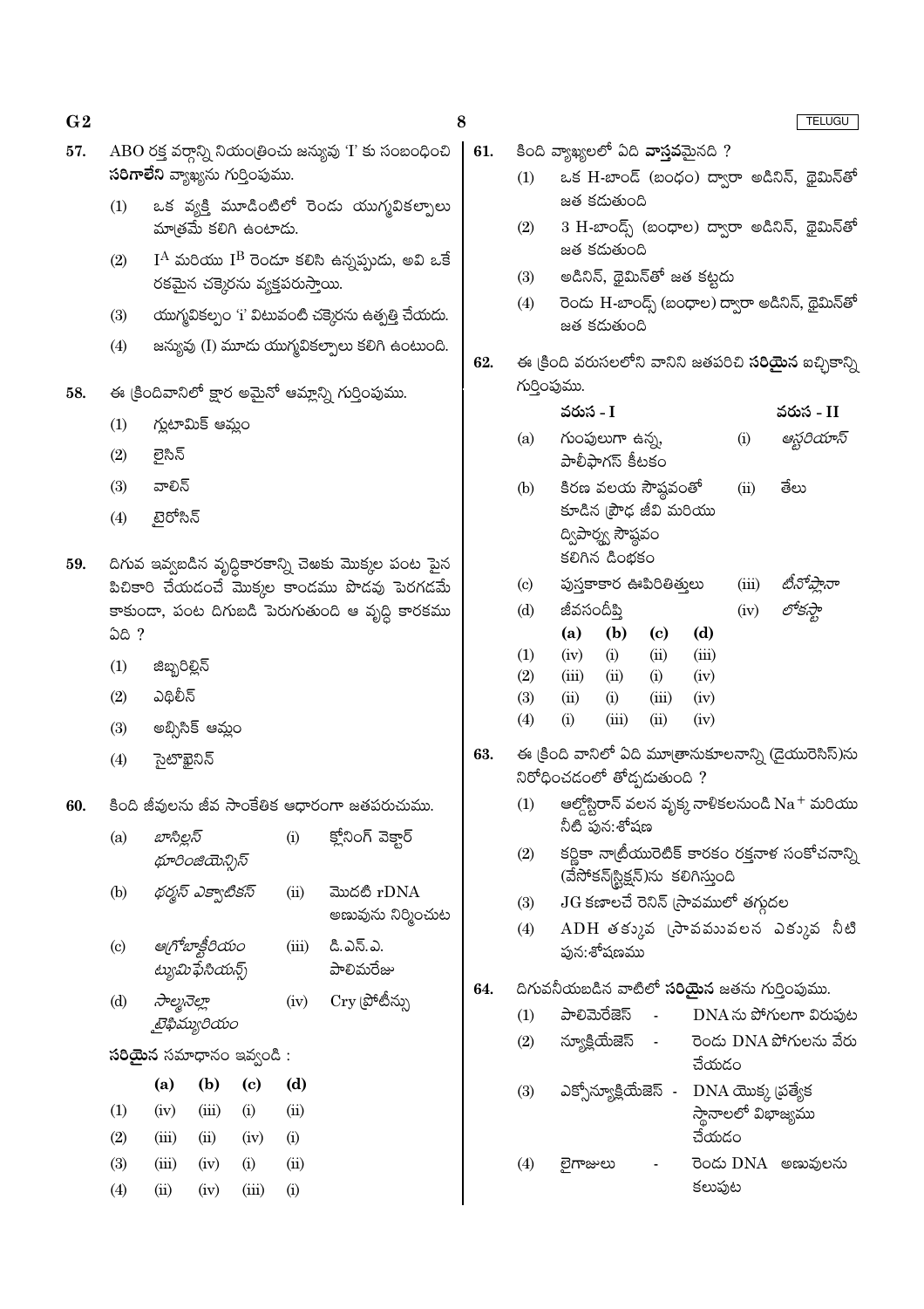57. ABO రక్త వర్గాన్ని నియంత్రించు జన్యువు 'I' కు సంబంధించి **సరిగాలేని** వ్యాఖ్యను గుర్తింపుము.

(1) ఒక వ్యక్తి మూడింటిలో రెండు యుగ్మవికల్పాలు మాత్రమే కలిగి ఉంటాడు.

(2) $I^A$ మరియు $I^B$ రెండూ కలిసి ఉన్నప్పుడు, అవి ఒకే రకమైన చక్కెరను వ్యక్తపరుస్తాయి.

(3) యుగ్మవికల్పం 'i' ఏటువంటి చక్కెరను ఉత్పత్తి చేయదు.

(4) జన్యువు (I) మూడు యుగ్మవికల్పాలు కలిగి ఉంటుంది.

58. ఈ క్రిందివానిలో క్షార అమైనో ఆమ్లాన్ని గుర్తింపుము.

(1) గ్లుటామిక్ ఆమ్లం

(2) లైసిన్

(3) వాలిన్

(4) టైరోసిన్

59. దిగువ ఇవ్వబడిన వృద్ధికారకాన్ని చెఱకు మొక్కల పంట పైన పిచికారి చేయడంచే మొక్కల కాండము పొడవు పెరగడమే కాకుండా, పంట దిగుబడి పెరుగుతుంది ఆ వృద్ధి కారకము ఏది ?

(1) జిబ్బరిల్లిన్

(2) ఎథిలీన్

(3) అబ్సిసిక్ ఆమ్లం

(4) సైటొకైనిన్

60. కింది జీవులను జీవ సాంకేతిక ఆధారంగా జతపరుచుము.

| | | | |
|---|---|---|---|
| (a) | *బాసిల్లస్ థూరింజియెన్సిస్* | (i) | క్లోనింగ్ వెక్టార్ |
| (b) | *థర్మస్ ఎక్వాటికస్* | (ii) | మొదటి rDNA అణువును నిర్మించుట |
| (c) | *ఆగ్రోబాక్టీరియం ట్యుమిఫేసియన్స్* | (iii) | డి.ఎన్.ఎ. పాలిమరేజు |
| (d) | *సాల్మొనెల్లా టైఫిమ్యూరియం* | (iv) | Cry ప్రోటీన్లు |

**సరియైన** సమాధానం ఇవ్వండి :

| | (a) | (b) | (c) | (d) |
|---|---|---|---|---|
| (1) | (iv) | (iii) | (i) | (ii) |
| (2) | (iii) | (ii) | (iv) | (i) |
| (3) | (iii) | (iv) | (i) | (ii) |
| (4) | (ii) | (iv) | (iii) | (i) |

61. కింది వ్యాఖ్యలలో ఏది **వాస్తవమైనది** ?

(1) ఒక H-బాండ్ (బంధం) ద్వారా అడినిన్, థైమిన్‌తో జత కదుతుంది

(2) 3 H-బాండ్స్ (బంధాల) ద్వారా అడినిన్, థైమిన్‌తో జత కదుతుంది

(3) అడినిన్, థైమిన్‌తో జత కట్టదు

(4) రెండు H-బాండ్స్ (బంధాల) ద్వారా అడినిన్, థైమిన్‌తో జత కదుతుంది

62. ఈ క్రింది వరుసలలోని వానిని జతపరిచి **సరియైన** ఐచ్చికాన్ని గుర్తింపుము.

| | వరుస - I | | వరుస - II |
|---|---|---|---|
| (a) | గుంపులుగా ఉన్న, పాలీఫాగస్ కీటకం | (i) | *ఆస్టరియాస్* |
| (b) | కిరణ వలయ సౌష్ఠవంతో కూడిన ప్రౌఢ జీవి మరియు ద్విపార్శ్వ సౌష్ఠవం కలిగిన డింభకం | (ii) | తేలు |
| (c) | పుస్తకాకార ఊపిరితిత్తులు | (iii) | *టీనోప్లానా* |
| (d) | జీవసందీప్తి | (iv) | *లోకస్టా* |

| | (a) | (b) | (c) | (d) |
|---|---|---|---|---|
| (1) | (iv) | (i) | (ii) | (iii) |
| (2) | (iii) | (ii) | (i) | (iv) |
| (3) | (ii) | (i) | (iii) | (iv) |
| (4) | (i) | (iii) | (ii) | (iv) |

63. ఈ క్రింది వానిలో ఏది మూత్రానుకూలనాన్ని (డైయురెసిస్)ను నిరోధించడంలో తోడ్పడుతుంది ?

(1) ఆల్డోస్టిరాన్ వలన వృక్క నాళికలనుండి $Na^+$ మరియు నీటి పున:శోషణ

(2) కర్ణికా నాట్రీయురెటిక్ కారకం రక్తనాళ సంకోచనాన్ని (వేసోకన్‌స్ట్రిక్షన్)ను కలిగిస్తుంది

(3) JG కణాలచే రెనిన్ స్రావములో తగ్గుదల

(4) ADH తక్కువ స్రావమువలన ఎక్కువ నీటి పున:శోషణము

64. దిగువనీయబడిన వాటిలో **సరియైన** జతను గుర్తింపుము.

(1) పాలిమెరేజెస్ - DNA ను పోగులగా విరుపుట

(2) న్యూక్లియేజెస్ - రెండు DNA పోగులను వేరు చేయడం

(3) ఎక్సోన్యూక్లియేజెస్ - DNA యొక్క ప్రత్యేక స్థానాలలో విభాజ్యము చేయడం

(4) లైగాజులు - రెండు DNA అణువులను కలుపుట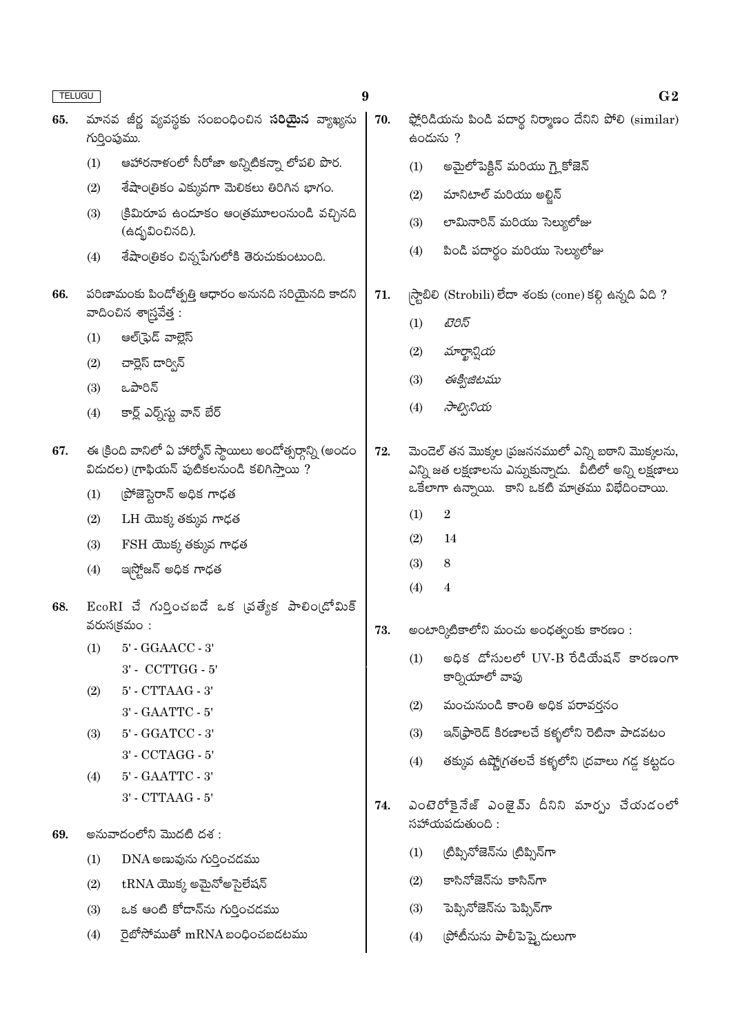65. మానవ జీర్ణ వ్యవస్థకు సంబంధించిన **సరియైన** వ్యాఖ్యను గుర్తింపుము.

(1) ఆహారనాళంలో సీరోజా అన్నిటికన్నా లోపలి పొర.

(2) శేషాంత్రికం ఎక్కువగా మెలికలు తిరిగిన భాగం.

(3) క్రిమిరూప ఉండూకం ఆంత్రమూలంనుండి వచ్చినది (ఉద్భవించినది).

(4) శేషాంత్రికం చిన్నపేగులోకి తెరుచుకుంటుంది.

66. పరిణామంకు పిండోత్పత్తి ఆధారం అనునది సరియైనది కాదని వాదించిన శాస్త్రవేత్త :

(1) ఆల్‌ఫ్రెడ్ వాల్లెస్

(2) చార్లెస్ డార్విన్

(3) ఒపారిన్

(4) కార్ల్ ఎర్నెస్ట్ వాన్ బేర్

67. ఈ క్రింది వానిలో ఏ హార్మోన్ స్థాయిలు అండోత్సర్గాన్ని (అండం విడుదల) గ్రాఫియన్ పుటికలనుండి కలిగిస్తాయి ?

(1) ప్రోజెస్టిరాన్ అధిక గాఢత

(2) LH యొక్క తక్కువ గాఢత

(3) FSH యొక్క తక్కువ గాఢత

(4) ఇస్ట్రోజన్ అధిక గాఢత

68. EcoRI చే గుర్తించబడే ఒక ప్రత్యేక పాలింద్రోమిక్ వరుసక్రమం :

(1) 5' - GGAACC - 3'
3' - CCTTGG - 5'

(2) 5' - CTTAAG - 3'
3' - GAATTC - 5'

(3) 5' - GGATCC - 3'
3' - CCTAGG - 5'

(4) 5' - GAATTC - 3'
3' - CTTAAG - 5'

69. అనువాదంలోని మొదటి దశ :

(1) DNA అణువును గుర్తించడము

(2) tRNA యొక్క అమైనోఅసైలేషన్

(3) ఒక ఆంటి కోడాన్‌ను గుర్తించడము

(4) రైబోసోముతో mRNA బంధించబడటము

70. ఫ్లోరిడియను పిండి పదార్థ నిర్మాణం దేనిని పోలి (similar) ఉండును ?

(1) అమైలోపెక్టిన్ మరియు గ్లైకోజెన్

(2) మానిటాల్ మరియు అల్జిన్

(3) లామినారిన్ మరియు సెల్యులోజు

(4) పిండి పదార్థం మరియు సెల్యులోజు

71. స్ట్రోబిలి (Strobili) లేదా శంకు (cone) కల్గి ఉన్నది ఏది ?

(1) *టెరిస్*

(2) *మార్ఖాన్షియ*

(3) *ఈక్విజిటమ*

(4) *సాల్వీనియ*

72. మెండెల్ తన మొక్కల ప్రజననములో ఎన్ని బఠాని మొక్కలను, ఎన్ని జత లక్షణాలను ఎన్నుకున్నాడు. వీటిలో అన్ని లక్షణాలు ఒకేలాగా ఉన్నాయి. కాని ఒకటి మాత్రము విభేదించాయి.

(1) 2

(2) 14

(3) 8

(4) 4

73. అంటార్కిటికాలోని మంచు అంధత్వంకు కారణం :

(1) అధిక డోసులలో UV-B రేడియేషన్ కారణంగా కార్నియాలో వాపు

(2) మంచునుండి కాంతి అధిక పరావర్తనం

(3) ఇన్‌ఫ్రారెడ్ కిరణాలచే కళ్ళలోని రెటినా పాడవటం

(4) తక్కువ ఉష్ణోగ్రతలచే కళ్ళలోని ద్రవాలు గడ్డ కట్టడం

74. ఎంటెరోకైనేజ్ ఎంజైమ్ దీనిని మార్పు చేయడంలో సహాయపడుతుంది :

(1) ట్రిప్సినోజెన్‌ను ట్రిప్సిన్‌గా

(2) కాసినోజెన్‌ను కాసిన్‌గా

(3) పెప్సినోజెన్‌ను పెప్సిన్‌గా

(4) ప్రోటీనును పాలీపెప్టైడులుగా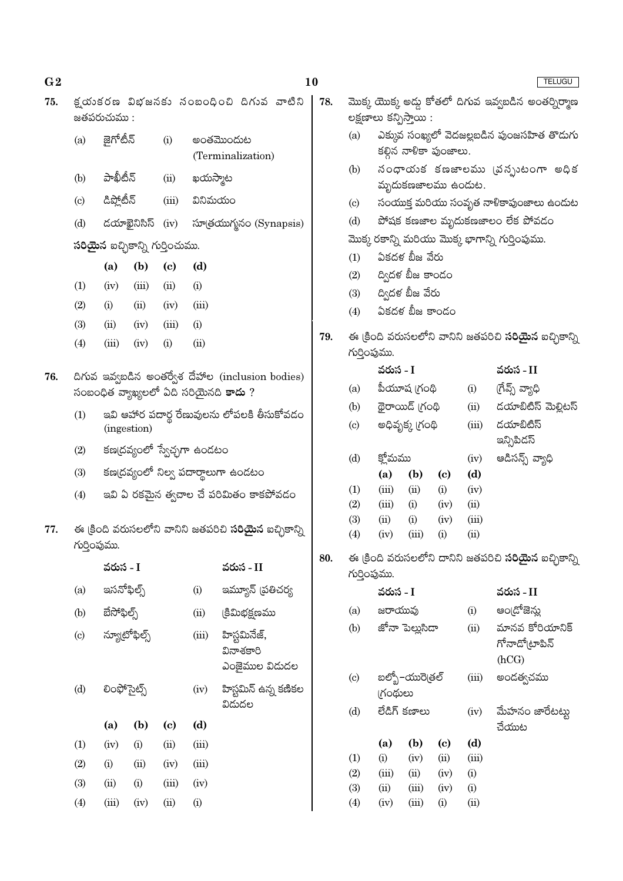**75.** క్షయకరణ విభజనకు సంబంధించి దిగువ వాటిని జతపరుచుము :

| | | | |
|---|---|---|---|
| (a) | జైగోటీన్ | (i) | అంతమొందుట (Terminalization) |
| (b) | పాఖీటీన్ | (ii) | ఖయస్మాట |
| (c) | డిప్లోటీన్ | (iii) | వినిమయం |
| (d) | దయాకైనిసిస్ | (iv) | సూత్రయుగ్మనం (Synapsis) |

**సరియైన** ఐచ్ఛికాన్ని గుర్తించుము.

| | (a) | (b) | (c) | (d) |
|---|---|---|---|---|
| (1) | (iv) | (iii) | (ii) | (i) |
| (2) | (i) | (ii) | (iv) | (iii) |
| (3) | (ii) | (iv) | (iii) | (i) |
| (4) | (iii) | (iv) | (i) | (ii) |

**76.** దిగువ ఇవ్వబడిన అంతర్వేశ దేహాల (inclusion bodies) సంబంధిత వ్యాఖ్యలలో ఏది సరియైనది **కాదు** ?

(1) ఇవి ఆహార పదార్థ రేణువులను లోపలకి తీసుకోవడం (ingestion)

(2) కణద్రవ్యంలో స్వేచ్ఛగా ఉండటం

(3) కణద్రవ్యంలో నిల్వ పదార్థాలుగా ఉండటం

(4) ఇవి ఏ రకమైన త్వచాల చే పరిమితం కాకపోవడం

**77.** ఈ క్రింది వరుసలలోని వానిని జతపరిచి **సరియైన** ఐచ్ఛికాన్ని గుర్తింపుము.

| | వరుస - I | | వరుస - II |
|---|---|---|---|
| (a) | ఇసనోఫిల్స్ | (i) | ఇమ్యూన్ ప్రతిచర్య |
| (b) | బేసోఫిల్స్ | (ii) | క్రిమిభక్షణము |
| (c) | న్యూట్రోఫిల్స్ | (iii) | హిస్టమినేజ్, వినాశకారి ఎంజైముల విడుదల |
| (d) | లింఫోసైట్స్ | (iv) | హిస్టమిన్ ఉన్న కణికల విడుదల |

| | (a) | (b) | (c) | (d) |
|---|---|---|---|---|
| (1) | (iv) | (i) | (ii) | (iii) |
| (2) | (i) | (ii) | (iv) | (iii) |
| (3) | (ii) | (i) | (iii) | (iv) |
| (4) | (iii) | (iv) | (ii) | (i) |

**78.** మొక్క యొక్క అడ్డు కోతలో దిగువ ఇవ్వబడిన అంతర్నిర్మాణ లక్షణాలు కన్పిస్తాయి :

(a) ఎక్కువ సంఖ్యలో వెదజల్లబడిన పుంజసహిత తొడుగు కల్గిన నాళికా పుంజాలు.

(b) సంధాయక కణజాలము ప్రస్ఫుటంగా అధిక మృదుకణజాలము ఉండుట.

(c) సంయుక్త మరియు సంవృత నాళికాపుంజాలు ఉండుట

(d) పోషక కణజాల మృదుకణజాలం లేక పోవడం

మొక్క రకాన్ని మరియు మొక్క భాగాన్ని గుర్తింపుము.

(1) ఏకదళ బీజ వేరు

(2) ద్విదళ బీజ కాండం

(3) ద్విదళ బీజ వేరు

(4) ఏకదళ బీజ కాండం

**79.** ఈ క్రింది వరుసలలోని వానిని జతపరిచి **సరియైన** ఐచ్ఛికాన్ని గుర్తింపుము.

| | వరుస - I | | వరుస - II |
|---|---|---|---|
| (a) | పీయూష గ్రంథి | (i) | గ్రేవ్స్ వ్యాధి |
| (b) | థైరాయిడ్ గ్రంథి | (ii) | డయాబిటిస్ మెల్లిటస్ |
| (c) | అధివృక్క గ్రంథి | (iii) | డయాబిటిస్ ఇన్సిపిడస్ |
| (d) | క్లోమము | (iv) | ఆడిసన్స్ వ్యాధి |

| | (a) | (b) | (c) | (d) |
|---|---|---|---|---|
| (1) | (iii) | (ii) | (i) | (iv) |
| (2) | (iii) | (i) | (iv) | (ii) |
| (3) | (ii) | (i) | (iv) | (iii) |
| (4) | (iv) | (iii) | (i) | (ii) |

**80.** ఈ క్రింది వరుసలలోని దానిని జతపరిచి **సరియైన** ఐచ్ఛికాన్ని గుర్తింపుము.

| | వరుస - I | | వరుస - II |
|---|---|---|---|
| (a) | జరాయువు | (i) | ఆండ్రోజెన్లు |
| (b) | జోనా పెల్లుసిడా | (ii) | మానవ కోరియానిక్ గోనాడోట్రాపిన్ (hCG) |
| (c) | బల్బో-యురెత్రల్ గ్రంథులు | (iii) | అండత్వచము |
| (d) | లేడిగ్ కణాలు | (iv) | మేహనం జారేటట్లు చేయుట |

| | (a) | (b) | (c) | (d) |
|---|---|---|---|---|
| (1) | (i) | (iv) | (ii) | (iii) |
| (2) | (iii) | (ii) | (iv) | (i) |
| (3) | (ii) | (iii) | (iv) | (i) |
| (4) | (iv) | (iii) | (i) | (ii) |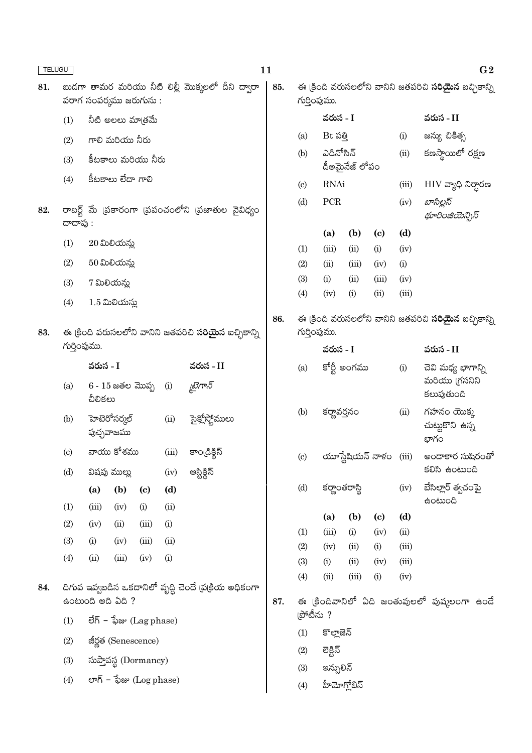**81.** బుడగా తామర మరియు నీటి లిల్లీ మొక్కలలో దీని ద్వారా పరాగ సంపర్కము జరుగును :

(1) నీటి అలలు మాత్రమే

(2) గాలి మరియు నీరు

(3) కీటకాలు మరియు నీరు

(4) కీటకాలు లేదా గాలి

**82.** రాబర్ట్ మే ప్రకారంగా ప్రపంచంలోని ప్రజాతుల వైవిధ్యం దాదాపు :

(1) 20 మిలియన్లు

(2) 50 మిలియన్లు

(3) 7 మిలియన్లు

(4) 1.5 మిలియన్లు

**83.** ఈ క్రింది వరుసలలోని వానిని జతపరిచి **సరియైన** ఐచ్ఛికాన్ని గుర్తింపుము.

| | వరుస - I | | వరుస - II |
|---|---|---|---|
| (a) | 6 - 15 జతల మొప్ప చీలికలు | (i) | *ట్రైగాన్* |
| (b) | హెటెరోసర్కల్ పుచ్ఛవాజము | (ii) | సైక్లోస్టోములు |
| (c) | వాయు కోశము | (iii) | కాండ్రిక్థిస్ |
| (d) | విషపు ముల్లు | (iv) | ఆస్టిక్థిస్ |

| | (a) | (b) | (c) | (d) |
|---|---|---|---|---|
| (1) | (iii) | (iv) | (i) | (ii) |
| (2) | (iv) | (ii) | (iii) | (i) |
| (3) | (i) | (iv) | (iii) | (ii) |
| (4) | (ii) | (iii) | (iv) | (i) |

**84.** దిగువ ఇవ్వబడిన ఒకదానిలో వృద్ధి చెందే ప్రక్రియ అధికంగా ఉంటుంది అది ఏది ?

(1) లేగ్ – ఫేజు (Lag phase)

(2) జీర్ణత (Senescence)

(3) సుప్తావస్థ (Dormancy)

(4) లాగ్ – ఫేజు (Log phase)

**85.** ఈ క్రింది వరుసలలోని వానిని జతపరిచి **సరియైన** ఐచ్ఛికాన్ని గుర్తింపుము.

| | వరుస - I | | వరుస - II |
|---|---|---|---|
| (a) | Bt పత్తి | (i) | జన్యు చికిత్స |
| (b) | ఎడినోసిన్ డీఅమైనేజ్ లోపం | (ii) | కణస్థాయిలో రక్షణ |
| (c) | RNAi | (iii) | HIV వ్యాధి నిర్ధారణ |
| (d) | PCR | (iv) | *బాసిల్లస్ థూరింజియెన్సిస్* |

| | (a) | (b) | (c) | (d) |
|---|---|---|---|---|
| (1) | (iii) | (ii) | (i) | (iv) |
| (2) | (ii) | (iii) | (iv) | (i) |
| (3) | (i) | (ii) | (iii) | (iv) |
| (4) | (iv) | (i) | (ii) | (iii) |

**86.** ఈ క్రింది వరుసలలోని వానిని జతపరిచి **సరియైన** ఐచ్ఛికాన్ని గుర్తింపుము.

| | వరుస - I | | వరుస - II |
|---|---|---|---|
| (a) | కోర్టీ అంగము | (i) | చెవి మధ్య భాగాన్ని మరియు గ్రసనిని కలుపుతుంది |
| (b) | కర్ణావర్తనం | (ii) | గహనం యొక్క చుట్టుకొని ఉన్న భాగం |
| (c) | యూస్టేషియన్ నాళం | (iii) | అండాకార సుషిరంతో కలిసి ఉంటుంది |
| (d) | కర్ణాంతరాస్థి | (iv) | బేసిల్లార్ త్వచంపై ఉంటుంది |

| | (a) | (b) | (c) | (d) |
|---|---|---|---|---|
| (1) | (iii) | (i) | (iv) | (ii) |
| (2) | (iv) | (ii) | (i) | (iii) |
| (3) | (i) | (ii) | (iv) | (iii) |
| (4) | (ii) | (iii) | (i) | (iv) |

**87.** ఈ క్రిందివానిలో ఏది జంతువులలో పుష్కలంగా ఉండే ప్రోటీను ?

(1) కొల్లాజెన్

(2) లెక్టిన్

(3) ఇన్సులిన్

(4) హీమోగ్లోబిన్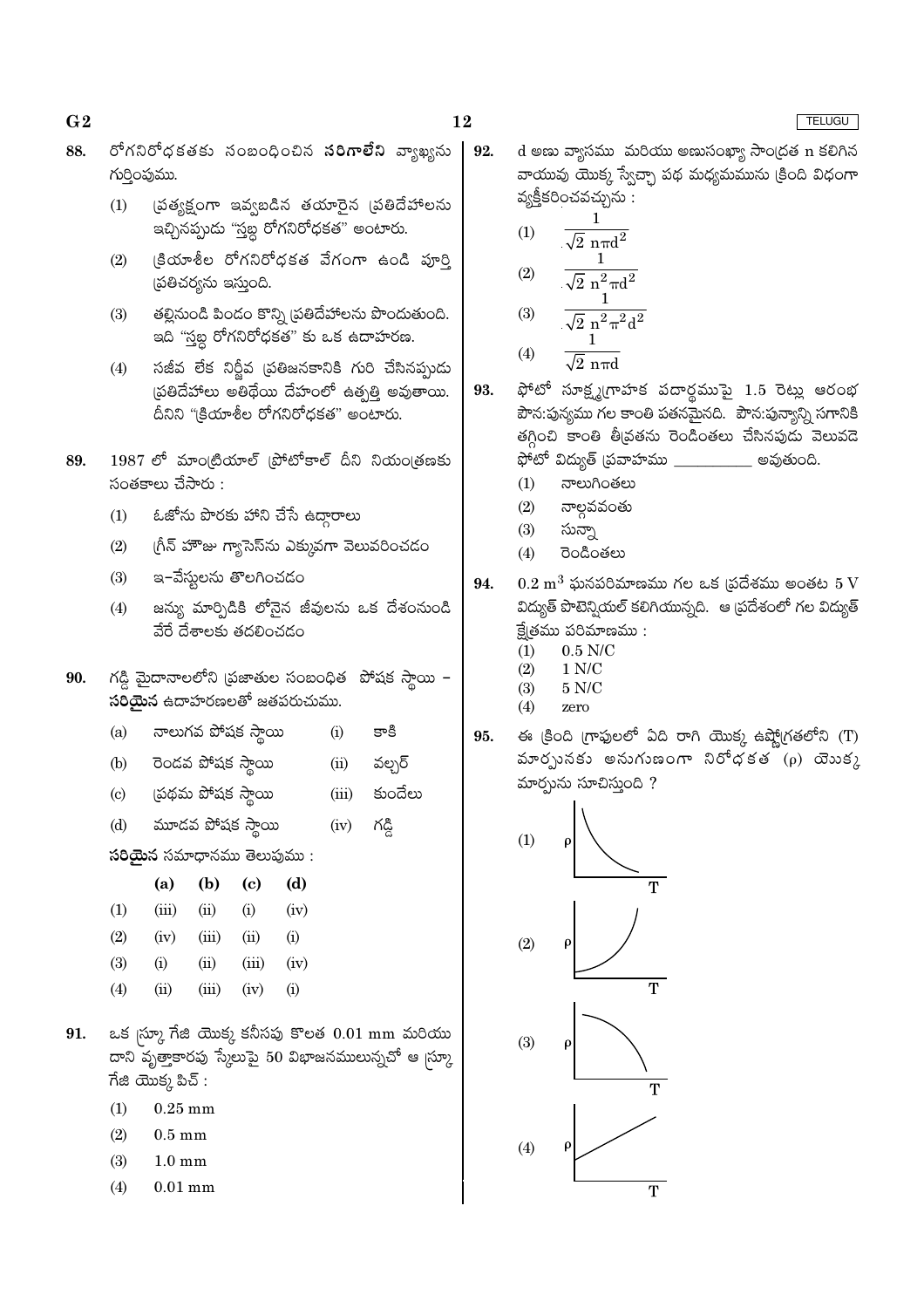88. రోగనిరోధకతకు సంబంధించిన **సరిగాలేని** వ్యాఖ్యను గుర్తింపుము.

    (1) ప్రత్యక్షంగా ఇవ్వబడిన తయారైన ప్రతిదేహాలను ఇచ్చినప్పుడు "స్తబ్ధ రోగనిరోధకత" అంటారు.

    (2) క్రియాశీల రోగనిరోధకత వేగంగా ఉండి పూర్తి ప్రతిచర్యను ఇస్తుంది.

    (3) తల్లినుండి పిండం కొన్ని ప్రతిదేహాలను పొందుతుంది. ఇది "స్తబ్ధ రోగనిరోధకత" కు ఒక ఉదాహరణ.

    (4) సజీవ లేక నిర్జీవ ప్రతిజనకానికి గురి చేసినప్పుడు ప్రతిదేహాలు అతిథేయి దేహంలో ఉత్పత్తి అవుతాయి. దీనిని "క్రియాశీల రోగనిరోధకత" అంటారు.

89. 1987 లో మాంట్రియాల్ ప్రోటోకాల్ దీని నియంత్రణకు సంతకాలు చేసారు :

    (1) ఓజోను పొరకు హాని చేసే ఉద్గారాలు

    (2) గ్రీన్ హౌజు గ్యాసెస్‌ను ఎక్కువగా వెలువరించడం

    (3) ఇ-వేస్టులను తొలగించడం

    (4) జన్యు మార్పిడికి లోనైన జీవులను ఒక దేశంనుండి వేరే దేశాలకు తరలించడం

90. గడ్డి మైదానాలలోని ప్రజాతుల సంబంధిత పోషక స్థాయి – **సరియైన** ఉదాహరణలతో జతపరుచుము.

| | | | |
|---|---|---|---|
| (a) | నాలుగవ పోషక స్థాయి | (i) | కాకి |
| (b) | రెండవ పోషక స్థాయి | (ii) | వల్చర్ |
| (c) | ప్రథమ పోషక స్థాయి | (iii) | కుందేలు |
| (d) | మూడవ పోషక స్థాయి | (iv) | గడ్డి |

**సరియైన** సమాధానము తెలుపుము :

| | (a) | (b) | (c) | (d) |
|---|---|---|---|---|
| (1) | (iii) | (ii) | (i) | (iv) |
| (2) | (iv) | (iii) | (ii) | (i) |
| (3) | (i) | (ii) | (iii) | (iv) |
| (4) | (ii) | (iii) | (iv) | (i) |

91. ఒక స్క్రూ గేజి యొక్క కనీసపు కొలత 0.01 mm మరియు దాని వృత్తాకారపు స్కేలుపై 50 విభాజనములున్నచో ఆ స్క్రూ గేజి యొక్క పిచ్ :

    (1) 0.25 mm

    (2) 0.5 mm

    (3) 1.0 mm

    (4) 0.01 mm

92. d అణు వ్యాసము మరియు అణుసంఖ్యా సాంద్రత n కలిగిన వాయువు యొక్క స్వేచ్ఛా పథ మధ్యమమును క్రింది విధంగా వ్యక్తీకరించవచ్చును :

    (1) $\frac{1}{\sqrt{2}\, n\pi d^2}$

    (2) $\frac{1}{\sqrt{2}\, n^2\pi d^2}$

    (3) $\frac{1}{\sqrt{2}\, n^2\pi^2 d^2}$

    (4) $\frac{1}{\sqrt{2}\, n\pi d}$

93. ఫోటో సూక్ష్మగ్రాహక పదార్థముపై 1.5 రెట్లు ఆరంభ పౌన:పున్యము గల కాంతి పతనమైనది. పౌన:పున్యాన్ని సగానికి తగ్గించి కాంతి తీవ్రతను రెండింతలు చేసినపుడు వెలువడే ఫోటో విద్యుత్ ప్రవాహము __________ అవుతుంది.

    (1) నాలుగింతలు

    (2) నాల్గవవంతు

    (3) సున్నా

    (4) రెండింతలు

94. $0.2\ m^3$ ఘనపరిమాణము గల ఒక ప్రదేశము అంతట 5 V విద్యుత్ పొటెన్షియల్ కలిగియున్నది. ఆ ప్రదేశంలో గల విద్యుత్ క్షేత్రము పరిమాణము :

    (1) 0.5 N/C

    (2) 1 N/C

    (3) 5 N/C

    (4) zero

95. ఈ క్రింది గ్రాఫులలో ఏది రాగి యొక్క ఉష్ణోగ్రతలోని (T) మార్పునకు అనుగుణంగా నిరోధకత (ρ) యొక్క మార్పును సూచిస్తుంది ?

    (1) ρ vs T

    (2) ρ vs T

    (3) ρ vs T

    (4) ρ vs T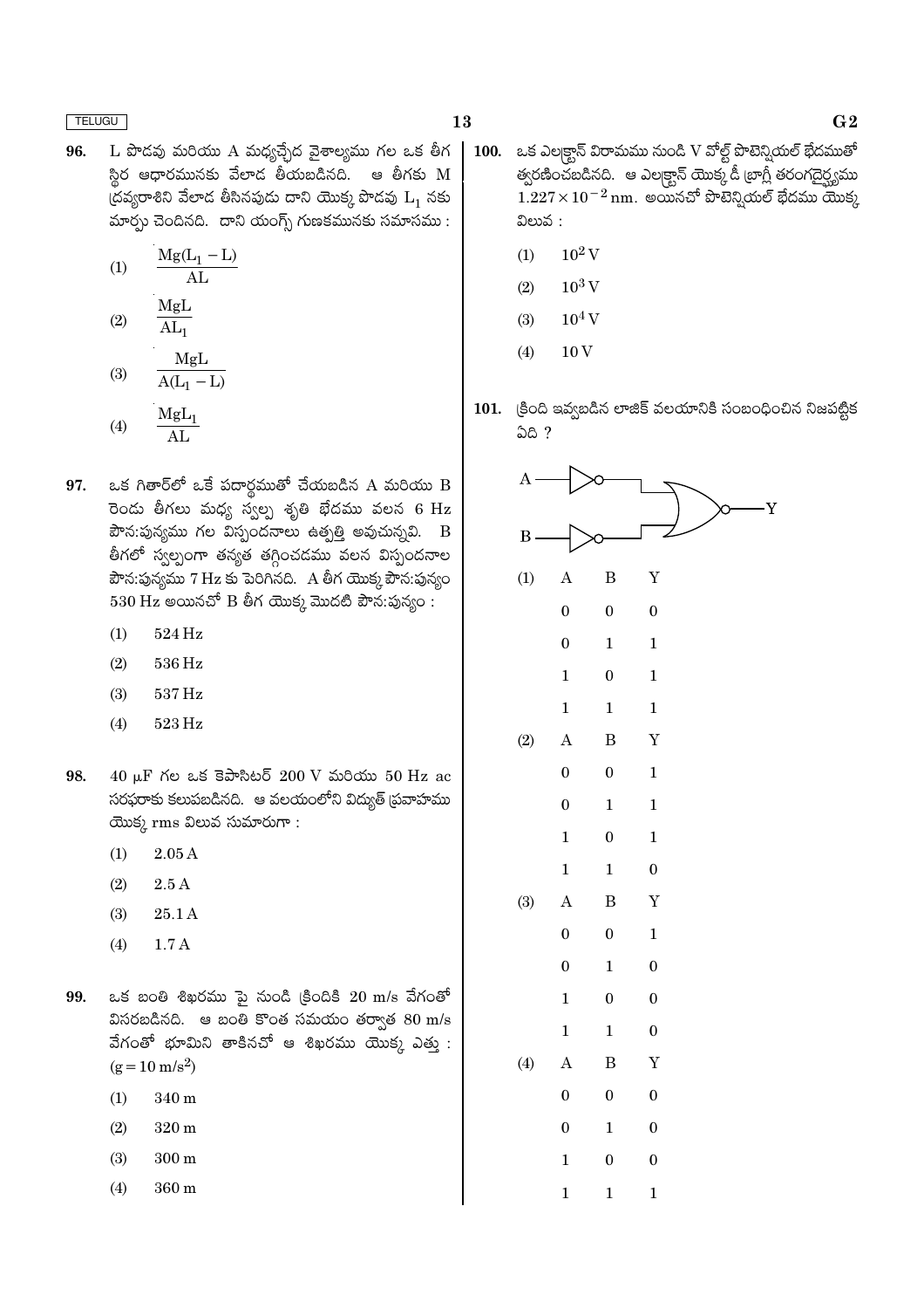**96.** L పొడవు మరియు A మధ్యచ్ఛేద వైశాల్యము గల ఒక తీగ స్థిర ఆధారమునకు వేలాడ తీయబడినది. ఆ తీగకు M ద్రవ్యరాశిని వేలాడ తీసినపుడు దాని యొక్క పొడవు $L_1$ నకు మార్పు చెందినది. దాని యంగ్స్ గుణకమునకు సమాసము :

(1) $\frac{Mg(L_1 - L)}{AL}$

(2) $\frac{MgL}{AL_1}$

(3) $\frac{MgL}{A(L_1 - L)}$

(4) $\frac{MgL_1}{AL}$

**97.** ఒక గిటార్‌లో ఒకే పదార్థముతో చేయబడిన A మరియు B రెండు తీగలు మధ్య స్వల్ప శృతి భేదము వలన 6 Hz పౌన:పున్యము గల విస్పందనాలు ఉత్పత్తి అవుచున్నవి. B తీగలో స్వల్పంగా తన్యత తగ్గించడము వలన విస్పందనాల పౌన:పున్యము 7 Hz కు పెరిగినది. A తీగ యొక్క పౌన:పున్యం 530 Hz అయినచో B తీగ యొక్క మొదటి పౌన:పున్యం :

(1) 524 Hz

(2) 536 Hz

(3) 537 Hz

(4) 523 Hz

**98.** 40 μF గల ఒక కెపాసిటర్ 200 V మరియు 50 Hz ac సరఫరాకు కలుపబడినది. ఆ వలయంలోని విద్యుత్ ప్రవాహము యొక్క rms విలువ సుమారుగా :

(1) 2.05 A

(2) 2.5 A

(3) 25.1 A

(4) 1.7 A

**99.** ఒక బంతి శిఖరము పై నుండి క్రిందికి 20 m/s వేగంతో విసరబడినది. ఆ బంతి కొంత సమయం తర్వాత 80 m/s వేగంతో భూమిని తాకినచో ఆ శిఖరము యొక్క ఎత్తు : ($g = 10\ m/s^2$)

(1) 340 m

(2) 320 m

(3) 300 m

(4) 360 m

**100.** ఒక ఎలక్ట్రాన్ విరామము నుండి V వోల్ట్ పొటెన్షియల్ భేదముతో త్వరణించబడినది. ఆ ఎలక్ట్రాన్ యొక్క డీ బ్రాగ్లీ తరంగదైర్ఘ్యము $1.227 \times 10^{-2}$ nm. అయినచో పొటెన్షియల్ భేదము యొక్క విలువ :

(1) $10^2$ V

(2) $10^3$ V

(3) $10^4$ V

(4) 10 V

**101.** క్రింది ఇవ్వబడిన లాజిక్ వలయానికి సంబంధించిన నిజపట్టిక ఏది ?

(A → NOT, B → NOT, both into NOR gate → Y)

(1)

| A | B | Y |
|---|---|---|
| 0 | 0 | 0 |
| 0 | 1 | 1 |
| 1 | 0 | 1 |
| 1 | 1 | 1 |

(2)

| A | B | Y |
|---|---|---|
| 0 | 0 | 1 |
| 0 | 1 | 1 |
| 1 | 0 | 1 |
| 1 | 1 | 0 |

(3)

| A | B | Y |
|---|---|---|
| 0 | 0 | 1 |
| 0 | 1 | 0 |
| 1 | 0 | 0 |
| 1 | 1 | 0 |

(4)

| A | B | Y |
|---|---|---|
| 0 | 0 | 0 |
| 0 | 1 | 0 |
| 1 | 0 | 0 |
| 1 | 1 | 1 |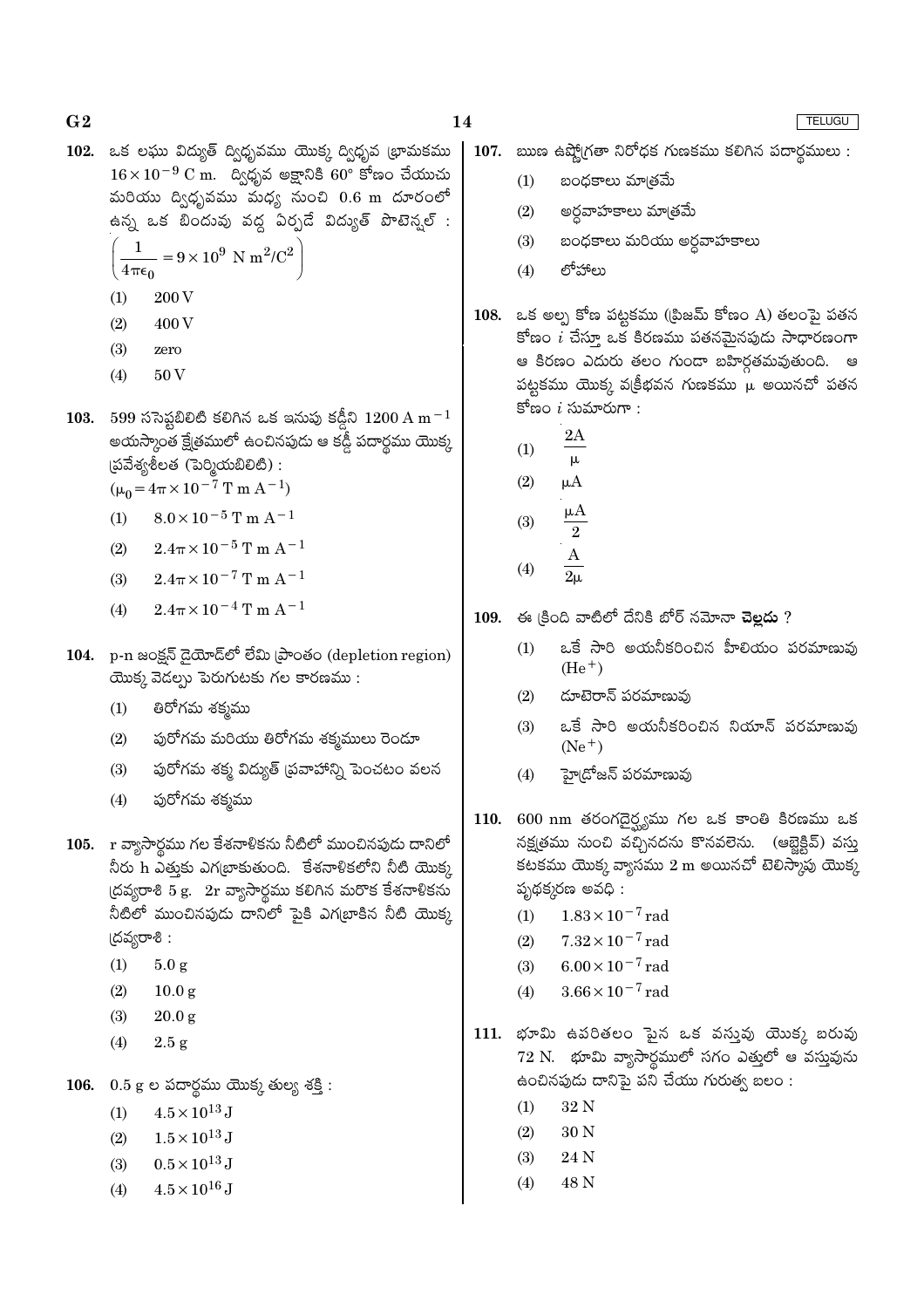102. ఒక లఘు విద్యుత్ ద్విధృవము యొక్క ద్విధృవ భ్రామకము $16 \times 10^{-9}$ C m. ద్విధృవ అక్షానికి 60° కోణం చేయుచు మరియు ద్విధృవము మధ్య నుంచి 0.6 m దూరంలో ఉన్న ఒక బిందువు వద్ద ఏర్పడే విద్యుత్ పొటెన్షల్ : $\left(\frac{1}{4\pi\epsilon_0} = 9 \times 10^9 \text{ N m}^2/\text{C}^2\right)$

(1) 200 V

(2) 400 V

(3) zero

(4) 50 V

103. 599 ససెప్టబిలిటీ కలిగిన ఒక ఇనుపు కడ్డీని $1200 \text{ A m}^{-1}$ అయస్కాంత క్షేత్రములో ఉంచినపుడు ఆ కడ్డీ పదార్థము యొక్క ప్రవేశ్యశీలత (పెర్మియబిలిటీ) : $(\mu_0 = 4\pi \times 10^{-7} \text{ T m A}^{-1})$

(1) $8.0 \times 10^{-5}$ T m A$^{-1}$

(2) $2.4\pi \times 10^{-5}$ T m A$^{-1}$

(3) $2.4\pi \times 10^{-7}$ T m A$^{-1}$

(4) $2.4\pi \times 10^{-4}$ T m A$^{-1}$

104. p-n జంక్షన్ డైయోడ్‌లో లేమి ప్రాంతం (depletion region) యొక్క వెడల్పు పెరుగుటకు గల కారణము :

(1) తిరోగమ శక్మము

(2) పురోగమ మరియు తిరోగమ శక్మములు రెండూ

(3) పురోగమ శక్మ విద్యుత్ ప్రవాహాన్ని పెంచటం వలన

(4) పురోగమ శక్మము

105. r వ్యాసార్థము గల కేశనాళికను నీటిలో ముంచినపుడు దానిలో నీరు h ఎత్తుకు ఎగబ్రాకుతుంది. కేశనాళికలోని నీటి యొక్క ద్రవ్యరాశి 5 g. 2r వ్యాసార్థము కలిగిన మరొక కేశనాళికను నీటిలో ముంచినపుడు దానిలో పైకి ఎగబ్రాకిన నీటి యొక్క ద్రవ్యరాశి :

(1) 5.0 g

(2) 10.0 g

(3) 20.0 g

(4) 2.5 g

106. 0.5 g ల పదార్థము యొక్క తుల్య శక్తి :

(1) $4.5 \times 10^{13}$ J

(2) $1.5 \times 10^{13}$ J

(3) $0.5 \times 10^{13}$ J

(4) $4.5 \times 10^{16}$ J

107. ఋణ ఉష్ణోగ్రతా నిరోధక గుణకము కలిగిన పదార్థములు :

(1) బంధకాలు మాత్రమే

(2) అర్ధవాహకాలు మాత్రమే

(3) బంధకాలు మరియు అర్ధవాహకాలు

(4) లోహాలు

108. ఒక అల్ప కోణ పట్టకము (ప్రిజమ్ కోణం A) తలంపై పతన కోణం $i$ చేస్తూ ఒక కిరణము పతనమైనపుడు సాధారణంగా ఆ కిరణం ఎదురు తలం గుండా బహిర్గతమవుతుంది. ఆ పట్టకము యొక్క వక్రీభవన గుణకము $\mu$ అయినచో పతన కోణం $i$ సుమారుగా :

(1) $\frac{2A}{\mu}$

(2) $\mu A$

(3) $\frac{\mu A}{2}$

(4) $\frac{A}{2\mu}$

109. ఈ క్రింది వాటిలో దేనికి బోర్ నమోనా **చెల్లదు** ?

(1) ఒకే సారి అయనీకరించిన హీలియం పరమాణువు $(He^+)$

(2) డూటెరాన్ పరమాణువు

(3) ఒకే సారి అయనీకరించిన నియాన్ పరమాణువు $(Ne^+)$

(4) హైడ్రోజన్ పరమాణువు

110. 600 nm తరంగదైర్ఘ్యము గల ఒక కాంతి కిరణము ఒక నక్షత్రము నుంచి వచ్చినదను కొనవలెను. (ఆబ్జెక్టివ్) వస్తు కటకము యొక్క వ్యాసము 2 m అయినచో టెలిస్కోపు యొక్క పృథక్కరణ అవధి :

(1) $1.83 \times 10^{-7}$ rad

(2) $7.32 \times 10^{-7}$ rad

(3) $6.00 \times 10^{-7}$ rad

(4) $3.66 \times 10^{-7}$ rad

111. భూమి ఉపరితలం పైన ఒక వస్తువు యొక్క బరువు 72 N. భూమి వ్యాసార్థములో సగం ఎత్తులో ఆ వస్తువును ఉంచినపుడు దానిపై పని చేయు గురుత్వ బలం :

(1) 32 N

(2) 30 N

(3) 24 N

(4) 48 N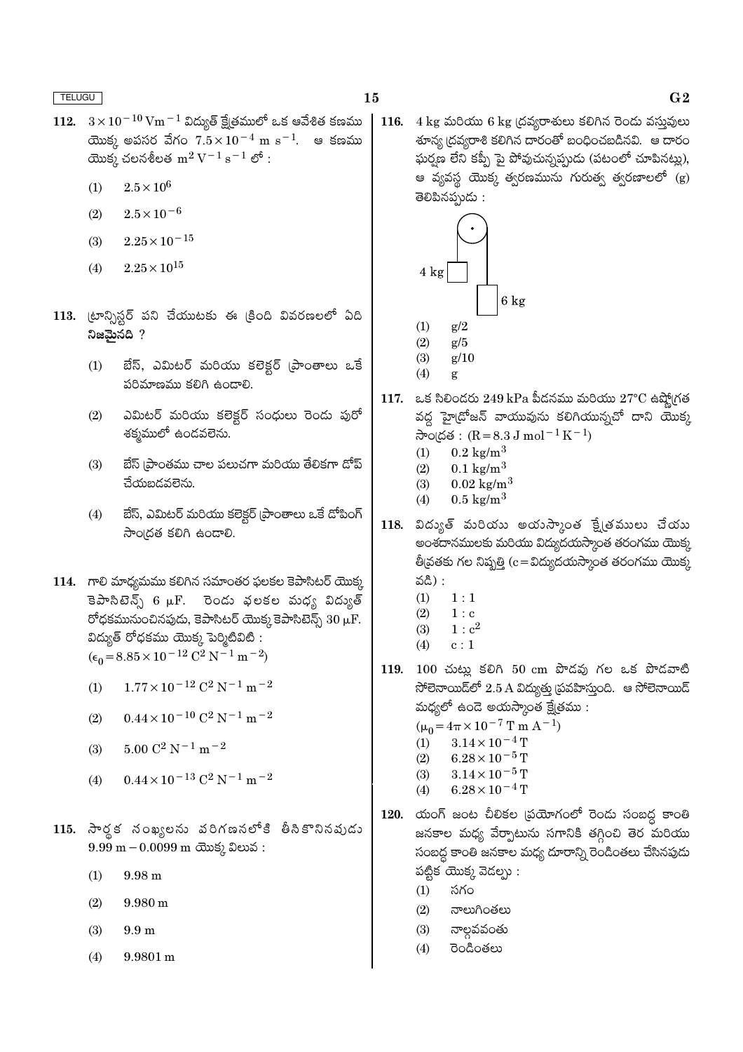112. $3 \times 10^{-10}\ \text{Vm}^{-1}$ విద్యుత్ క్షేత్రములో ఒక ఆవేశిత కణము యొక్క అపసర వేగం $7.5 \times 10^{-4}\ \text{m s}^{-1}$. ఆ కణము యొక్క చలనశీలత $\text{m}^2\ \text{V}^{-1}\ \text{s}^{-1}$ లో :

(1) $2.5 \times 10^{6}$

(2) $2.5 \times 10^{-6}$

(3) $2.25 \times 10^{-15}$

(4) $2.25 \times 10^{15}$

113. ట్రాన్సిస్టర్ పని చేయుటకు ఈ క్రింది వివరణలలో ఏది **నిజమైనది** ?

(1) బేస్, ఎమిటర్ మరియు కలెక్టర్ ప్రాంతాలు ఒకే పరిమాణము కలిగి ఉండాలి.

(2) ఎమిటర్ మరియు కలెక్టర్ సంధులు రెండు పురో శక్మములో ఉండవలెను.

(3) బేస్ ప్రాంతము చాల పలుచగా మరియు తేలికగా డోప్ చేయబడవలెను.

(4) బేస్, ఎమిటర్ మరియు కలెక్టర్ ప్రాంతాలు ఒకే డోపింగ్ సాంద్రత కలిగి ఉండాలి.

114. గాలి మాధ్యమము కలిగిన సమాంతర ఫలకల కెపాసిటర్ యొక్క కెపాసిటెన్స్ 6 μF. రెండు ఫలకల మధ్య విద్యుత్ రోధకమునుంచినపుడు, కెపాసిటర్ యొక్క కెపాసిటెన్స్ 30 μF. విద్యుత్ రోధకము యొక్క పెర్మిటివిటి :
($\epsilon_0 = 8.85 \times 10^{-12}\ \text{C}^2\ \text{N}^{-1}\ \text{m}^{-2}$)

(1) $1.77 \times 10^{-12}\ \text{C}^2\ \text{N}^{-1}\ \text{m}^{-2}$

(2) $0.44 \times 10^{-10}\ \text{C}^2\ \text{N}^{-1}\ \text{m}^{-2}$

(3) $5.00\ \text{C}^2\ \text{N}^{-1}\ \text{m}^{-2}$

(4) $0.44 \times 10^{-13}\ \text{C}^2\ \text{N}^{-1}\ \text{m}^{-2}$

115. సార్థక సంఖ్యలను పరిగణనలోకి తీసికొనినపుడు $9.99\ \text{m} - 0.0099\ \text{m}$ యొక్క విలువ :

(1) 9.98 m

(2) 9.980 m

(3) 9.9 m

(4) 9.9801 m

116. 4 kg మరియు 6 kg ద్రవ్యరాశులు కలిగిన రెండు వస్తువులు శూన్య ద్రవ్యరాశి కలిగిన దారంతో బంధించబడినవి. ఆ దారం ఘర్షణ లేని కప్పీ పై పోవుచున్నప్పుడు (పటంలో చూపినట్లు), ఆ వ్యవస్థ యొక్క త్వరణమును గురుత్వ త్వరణాలలో (g) తెలిపినప్పుడు :

(1) g/2

(2) g/5

(3) g/10

(4) g

117. ఒక సిలిండరు 249 kPa పీడనము మరియు 27°C ఉష్ణోగ్రత వద్ద హైడ్రోజన్ వాయువును కలిగియున్నచో దాని యొక్క సాంద్రత : ($R = 8.3\ \text{J mol}^{-1}\ \text{K}^{-1}$)

(1) $0.2\ \text{kg/m}^3$

(2) $0.1\ \text{kg/m}^3$

(3) $0.02\ \text{kg/m}^3$

(4) $0.5\ \text{kg/m}^3$

118. విద్యుత్ మరియు అయస్కాంత క్షేత్రములు చేయు అంశదానములకు మరియు విద్యుదయస్కాంత తరంగము యొక్క తీవ్రతకు గల నిష్పత్తి (c = విద్యుదయస్కాంత తరంగము యొక్క వడి) :

(1) 1 : 1

(2) 1 : c

(3) 1 : $c^2$

(4) c : 1

119. 100 చుట్లు కలిగి 50 cm పొడవు గల ఒక పొడవాటి సోలెనాయిడ్‌లో 2.5 A విద్యుత్తు ప్రవహిస్తుంది. ఆ సోలెనాయిడ్ మధ్యలో ఉండె అయస్కాంత క్షేత్రము :
($\mu_0 = 4\pi \times 10^{-7}\ \text{T m A}^{-1}$)

(1) $3.14 \times 10^{-4}\ \text{T}$

(2) $6.28 \times 10^{-5}\ \text{T}$

(3) $3.14 \times 10^{-5}\ \text{T}$

(4) $6.28 \times 10^{-4}\ \text{T}$

120. యంగ్ జంట చీలికల ప్రయోగంలో రెండు సంబద్ధ కాంతి జనకాల మధ్య వేర్పాటును సగానికి తగ్గించి తెర మరియు సంబద్ధ కాంతి జనకాల మధ్య దూరాన్ని రెండింతలు చేసినపుడు పట్టిక యొక్క వెడల్పు :

(1) సగం

(2) నాలుగింతలు

(3) నాల్గవవంతు

(4) రెండింతలు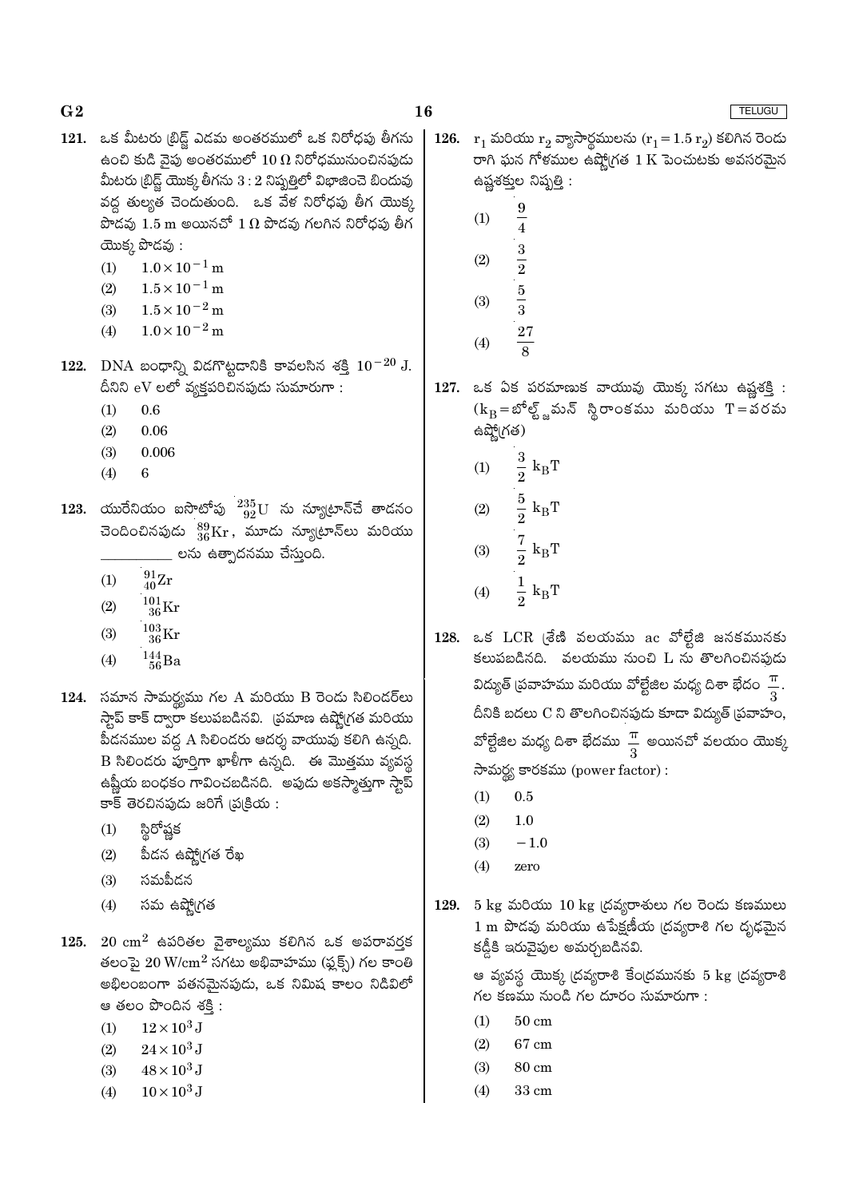121. ఒక మీటరు బ్రిడ్జ్ ఎడమ అంతరములో ఒక నిరోధపు తీగను ఉంచి కుడి వైపు అంతరములో $10\ \Omega$ నిరోధమునుంచినపుడు మీటరు బ్రిడ్జ్ యొక్క తీగను $3 : 2$ నిష్పత్తిలో విభాజించె బిందువు వద్ద తుల్యత చెందుతుంది. ఒక వేళ నిరోధపు తీగ యొక్క పొడవు $1.5$ m అయినచో $1\ \Omega$ పొడవు గలగిన నిరోధపు తీగ యొక్క పొడవు :

(1) $1.0 \times 10^{-1}$ m
(2) $1.5 \times 10^{-1}$ m
(3) $1.5 \times 10^{-2}$ m
(4) $1.0 \times 10^{-2}$ m

122. DNA బంధాన్ని విడగొట్టడానికి కావలసిన శక్తి $10^{-20}$ J. దీనిని eV లలో వ్యక్తపరిచినపుడు సుమారుగా :

(1) 0.6
(2) 0.06
(3) 0.006
(4) 6

123. యురేనియం ఐసొటోపు $^{235}_{92}U$ ను న్యూట్రాన్‌చే తాడనం చెందించినపుడు $^{89}_{36}Kr$, మూడు న్యూట్రాన్‌లు మరియు __________ లను ఉత్పాదనము చేస్తుంది.

(1) $^{91}_{40}Zr$
(2) $^{101}_{36}Kr$
(3) $^{103}_{36}Kr$
(4) $^{144}_{56}Ba$

124. సమాన సామర్థ్యము గల A మరియు B రెండు సిలిండర్‌లు స్టాప్ కాక్ ద్వారా కలుపబడినవి. ప్రమాణ ఉష్ణోగ్రత మరియు పీడనముల వద్ద A సిలిండరు ఆదర్శ వాయువు కలిగి ఉన్నది. B సిలిండరు పూర్తిగా ఖాళీగా ఉన్నది. ఈ మొత్తము వ్యవస్థ ఉష్ణీయ బంధకం గావించబడినది. అపుడు అకస్మాత్తుగా స్టాప్ కాక్ తెరచినపుడు జరిగే ప్రక్రియ :

(1) స్థిరోష్ణక
(2) పీడన ఉష్ణోగ్రత రేఖ
(3) సమపీడన
(4) సమ ఉష్ణోగ్రత

125. $20\ cm^2$ ఉపరితల వైశాల్యము కలిగిన ఒక అపరావర్తక తలంపై $20\ W/cm^2$ సగటు అభివాహము (ఫ్లక్స్) గల కాంతి అభిలంబంగా పతనమైనపుడు, ఒక నిమిష కాలం నిడివిలో ఆ తలం పొందిన శక్తి :

(1) $12 \times 10^3$ J
(2) $24 \times 10^3$ J
(3) $48 \times 10^3$ J
(4) $10 \times 10^3$ J

126. $r_1$ మరియు $r_2$ వ్యాసార్థములను $(r_1 = 1.5\ r_2)$ కలిగిన రెండు రాగి ఘన గోళముల ఉష్ణోగ్రత 1 K పెంచుటకు అవసరమైన ఉష్ణశక్తుల నిష్పత్తి :

(1) $\frac{9}{4}$
(2) $\frac{3}{2}$
(3) $\frac{5}{3}$
(4) $\frac{27}{8}$

127. ఒక ఏక పరమాణుక వాయువు యొక్క సగటు ఉష్ణశక్తి : ($k_B$ = బోల్ట్జ్‌మన్ స్థిరాంకము మరియు T = పరమ ఉష్ణోగ్రత)

(1) $\frac{3}{2}\ k_BT$
(2) $\frac{5}{2}\ k_BT$
(3) $\frac{7}{2}\ k_BT$
(4) $\frac{1}{2}\ k_BT$

128. ఒక LCR శ్రేణి వలయము ac వోల్టేజి జనకమునకు కలుపబడినది. వలయము నుంచి L ను తొలగించినపుడు విద్యుత్ ప్రవాహము మరియు వోల్టేజిల మధ్య దిశా భేదం $\frac{\pi}{3}$. దీనికి బదులు C ని తొలగించినపుడు కూడా విద్యుత్ ప్రవాహం, వోల్టేజిల మధ్య దిశా భేదము $\frac{\pi}{3}$ అయినచో వలయం యొక్క సామర్థ్య కారకము (power factor) :

(1) 0.5
(2) 1.0
(3) $-1.0$
(4) zero

129. 5 kg మరియు 10 kg ద్రవ్యరాశులు గల రెండు కణములు 1 m పొడవు మరియు ఉపేక్షణీయ ద్రవ్యరాశి గల దృఢమైన కడ్డీకి ఇరువైపుల అమర్చబడినవి.

ఆ వ్యవస్థ యొక్క ద్రవ్యరాశి కేంద్రమునకు 5 kg ద్రవ్యరాశి గల కణము నుండి గల దూరం సుమారుగా :

(1) 50 cm
(2) 67 cm
(3) 80 cm
(4) 33 cm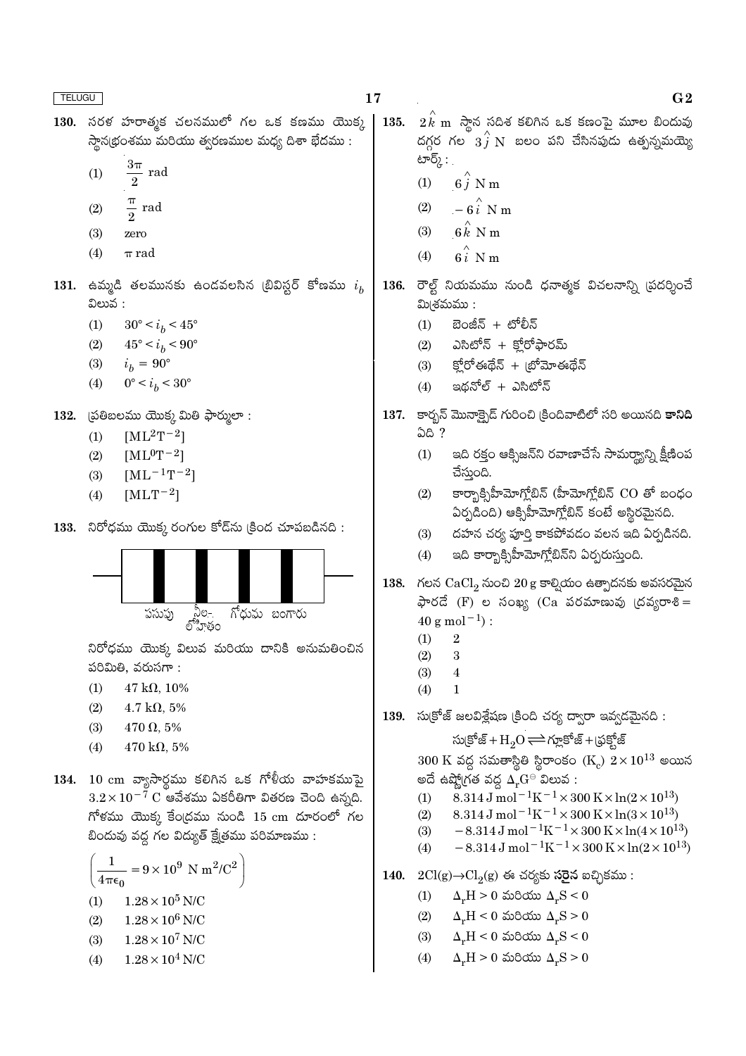130. సరళ హరాత్మక చలనములో గల ఒక కణము యొక్క స్థానభ్రంశము మరియు త్వరణముల మధ్య దిశా భేదము :

(1) $\frac{3\pi}{2}$ rad

(2) $\frac{\pi}{2}$ rad

(3) zero

(4) $\pi$ rad

131. ఉమ్మడి తలమునకు ఉండవలసిన బ్రివిస్టర్ కోణము $i_b$ విలువ :

(1) $30° < i_b < 45°$

(2) $45° < i_b < 90°$

(3) $i_b = 90°$

(4) $0° < i_b < 30°$

132. ప్రతిబలము యొక్క మితి ఫార్ములా :

(1) $[ML^2T^{-2}]$

(2) $[ML^0T^{-2}]$

(3) $[ML^{-1}T^{-2}]$

(4) $[MLT^{-2}]$

133. నిరోధము యొక్క రంగుల కోడ్‌ను క్రింద చూపబడినది :

పసుపు &nbsp; నీలి-లోహితం &nbsp; గోధుమ &nbsp; బంగారు

నిరోధము యొక్క విలువ మరియు దానికి అనుమతించిన పరిమితి, వరుసగా :

(1) 47 kΩ, 10%

(2) 4.7 kΩ, 5%

(3) 470 Ω, 5%

(4) 470 kΩ, 5%

134. 10 cm వ్యాసార్థము కలిగిన ఒక గోళీయ వాహకముపై $3.2 \times 10^{-7}$ C ఆవేశము ఏకరీతిగా వితరణ చెంది ఉన్నది. గోళము యొక్క కేంద్రము నుండి 15 cm దూరంలో గల బిందువు వద్ద గల విద్యుత్ క్షేత్రము పరిమాణము :

$\left(\frac{1}{4\pi\epsilon_0} = 9 \times 10^9 \text{ N m}^2/\text{C}^2\right)$

(1) $1.28 \times 10^5$ N/C

(2) $1.28 \times 10^6$ N/C

(3) $1.28 \times 10^7$ N/C

(4) $1.28 \times 10^4$ N/C

135. $2\hat{k}$ m స్థాన సదిశ కలిగిన ఒక కణంపై మూల బిందువు దగ్గర గల $3\hat{j}$ N బలం పని చేసినపుడు ఉత్పన్నమయ్యే టార్క్ :

(1) $6\hat{j}$ N m

(2) $-6\hat{i}$ N m

(3) $6\hat{k}$ N m

(4) $6\hat{i}$ N m

136. రౌల్ట్ నియమము నుండి ధనాత్మక విచలనాన్ని ప్రదర్శించే మిశ్రమము :

(1) బెంజీన్ + టోలీన్

(2) ఎసిటోన్ + క్లోరోఫారమ్

(3) క్లోరోఈథేన్ + బ్రోమోఈథేన్

(4) ఇథనోల్ + ఎసిటోన్

137. కార్బన్ మోనాక్సైడ్ గురించి క్రిందివాటిలో సరి అయినది **కానిది** ఏది ?

(1) ఇది రక్తం ఆక్సిజన్‌ని రవాణాచేసే సామర్థ్యాన్ని క్షీణింప చేస్తుంది.

(2) కార్బాక్సీహీమోగ్లోబిన్ (హీమోగ్లోబిన్ CO తో బంధం ఏర్పడింది) ఆక్సీహీమోగ్లోబిన్ కంటే అస్థిరమైనది.

(3) దహన చర్య పూర్తి కాకపోవడం వలన ఇది ఏర్పడినది.

(4) ఇది కార్బాక్సీహీమోగ్లోబిన్‌ని ఏర్పరుస్తుంది.

138. గలన $CaCl_2$ నుంచి 20 g కాల్షియం ఉత్పాదనకు అవసరమైన ఫారడే (F) ల సంఖ్య (Ca పరమాణువు ద్రవ్యరాశి = 40 g mol$^{-1}$) :

(1) 2

(2) 3

(3) 4

(4) 1

139. సుక్రోజ్ జలవిశ్లేషణ క్రింది చర్య ద్వారా ఇవ్వడమైనది :

$$\text{సుక్రోజ్} + H_2O \rightleftharpoons \text{గ్లూకోజ్} + \text{ఫ్రక్టోజ్}$$

300 K వద్ద సమతాస్థితి స్థిరాంకం ($K_c$) $2 \times 10^{13}$ అయిన అదే ఉష్ణోగ్రత వద్ద $\Delta_r G^\ominus$ విలువ :

(1) $8.314 \text{ J mol}^{-1}\text{K}^{-1} \times 300 \text{ K} \times \ln(2 \times 10^{13})$

(2) $8.314 \text{ J mol}^{-1}\text{K}^{-1} \times 300 \text{ K} \times \ln(3 \times 10^{13})$

(3) $-8.314 \text{ J mol}^{-1}\text{K}^{-1} \times 300 \text{ K} \times \ln(4 \times 10^{13})$

(4) $-8.314 \text{ J mol}^{-1}\text{K}^{-1} \times 300 \text{ K} \times \ln(2 \times 10^{13})$

140. $2Cl(g) \rightarrow Cl_2(g)$ ఈ చర్యకు **సరైన** ఐచ్ఛికము :

(1) $\Delta_r H > 0$ మరియు $\Delta_r S < 0$

(2) $\Delta_r H < 0$ మరియు $\Delta_r S > 0$

(3) $\Delta_r H < 0$ మరియు $\Delta_r S < 0$

(4) $\Delta_r H > 0$ మరియు $\Delta_r S > 0$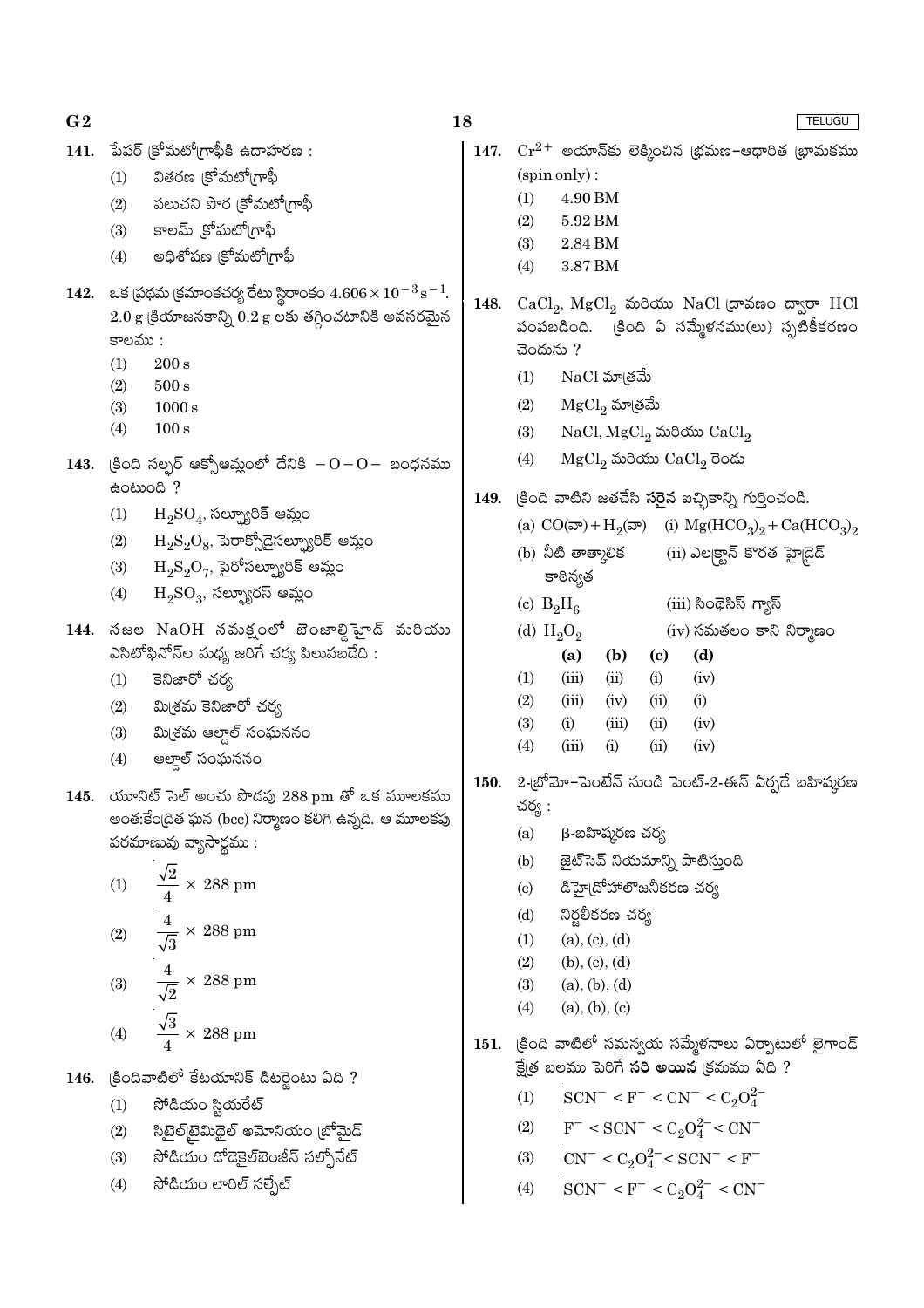141. పేపర్ క్రోమటోగ్రాఫీకి ఉదాహరణ :

(1) వితరణ క్రోమటోగ్రాఫీ

(2) పలుచని పొర క్రోమటోగ్రాఫీ

(3) కాలమ్ క్రోమటోగ్రాఫీ

(4) అధిశోషణ క్రోమటోగ్రాఫీ

142. ఒక ప్రథమ క్రమాంకచర్య రేటు స్థిరాంకం $4.606 \times 10^{-3} s^{-1}$. 2.0 g క్రియాజనకాన్ని 0.2 g లకు తగ్గించటానికి అవసరమైన కాలము :

(1) 200 s

(2) 500 s

(3) 1000 s

(4) 100 s

143. క్రింది సల్ఫర్ ఆక్సోఆమ్లంలో దేనికి $-O-O-$ బంధనము ఉంటుంది ?

(1) $H_2SO_4$, సల్ఫ్యూరిక్ ఆమ్లం

(2) $H_2S_2O_8$, పెరాక్సోడైసల్ఫ్యూరిక్ ఆమ్లం

(3) $H_2S_2O_7$, పైరోసల్ఫ్యూరిక్ ఆమ్లం

(4) $H_2SO_3$, సల్ఫ్యూరస్ ఆమ్లం

144. నజల NaOH సమక్షంలో బెంజాల్డిహైడ్ మరియు ఎసిటోఫినోన్‌ల మధ్య జరిగే చర్య పిలువబడేది :

(1) కెనిజారో చర్య

(2) మిశ్రమ కెనిజారో చర్య

(3) మిశ్రమ ఆల్డాల్ సంఘననం

(4) ఆల్డాల్ సంఘననం

145. యూనిట్ సెల్ అంచు పొడవు 288 pm తో ఒక మూలకము అంతఃకేంద్రిత ఘన (bcc) నిర్మాణం కలిగి ఉన్నది. ఆ మూలకపు పరమాణువు వ్యాసార్థము :

(1) $\frac{\sqrt{2}}{4} \times 288$ pm

(2) $\frac{4}{\sqrt{3}} \times 288$ pm

(3) $\frac{4}{\sqrt{2}} \times 288$ pm

(4) $\frac{\sqrt{3}}{4} \times 288$ pm

146. క్రిందివాటిలో కేటయానిక్ డిటర్జెంటు ఏది ?

(1) సోడియం స్టియరేట్

(2) సిటైల్‌ట్రైమిథైల్ అమోనియం బ్రోమైడ్

(3) సోడియం డోడెకైల్‌బెంజీన్ సల్ఫోనేట్

(4) సోడియం లారిల్ సల్ఫేట్

147. $Cr^{2+}$ అయాన్‌కు లెక్కించిన భ్రమణ-ఆధారిత భ్రామకము (spin only) :

(1) 4.90 BM

(2) 5.92 BM

(3) 2.84 BM

(4) 3.87 BM

148. $CaCl_2$, $MgCl_2$ మరియు NaCl ద్రావణం ద్వారా HCl పంపబడింది. క్రింది ఏ సమ్మేళనము(లు) స్ఫటికీకరణం చెందును ?

(1) NaCl మాత్రమే

(2) $MgCl_2$ మాత్రమే

(3) NaCl, $MgCl_2$ మరియు $CaCl_2$

(4) $MgCl_2$ మరియు $CaCl_2$ రెండు

149. క్రింది వాటిని జతచేసి **సరైన** ఐచ్ఛికాన్ని గుర్తించండి.

(a) $CO$(వా) + $H_2$(వా) (i) $Mg(HCO_3)_2 + Ca(HCO_3)_2$

(b) నీటి తాత్కాలిక కాఠిన్యత (ii) ఎలక్ట్రాన్ కొరత హైడ్రైడ్

(c) $B_2H_6$ (iii) సింథెసిస్ గ్యాస్

(d) $H_2O_2$ (iv) సమతలం కాని నిర్మాణం

| | (a) | (b) | (c) | (d) |
|---|---|---|---|---|
| (1) | (iii) | (ii) | (i) | (iv) |
| (2) | (iii) | (iv) | (ii) | (i) |
| (3) | (i) | (iii) | (ii) | (iv) |
| (4) | (iii) | (i) | (ii) | (iv) |

150. 2-బ్రోమో-పెంటేన్ నుండి పెంట్-2-ఈన్ ఏర్పడే బహిష్కరణ చర్య :

(a) β-బహిష్కరణ చర్య

(b) జైట్‌సెవ్ నియమాన్ని పాటిస్తుంది

(c) డిహైడ్రోహాలొజనీకరణ చర్య

(d) నిర్జలీకరణ చర్య

(1) (a), (c), (d)

(2) (b), (c), (d)

(3) (a), (b), (d)

(4) (a), (b), (c)

151. క్రింది వాటిలో సమన్వయ సమ్మేళనాలు ఏర్పాటులో లైగాండ్ క్షేత్ర బలము పెరిగే **సరి అయిన** క్రమము ఏది ?

(1) $SCN^- < F^- < CN^- < C_2O_4^{2-}$

(2) $F^- < SCN^- < C_2O_4^{2-} < CN^-$

(3) $CN^- < C_2O_4^{2-} < SCN^- < F^-$

(4) $SCN^- < F^- < C_2O_4^{2-} < CN^-$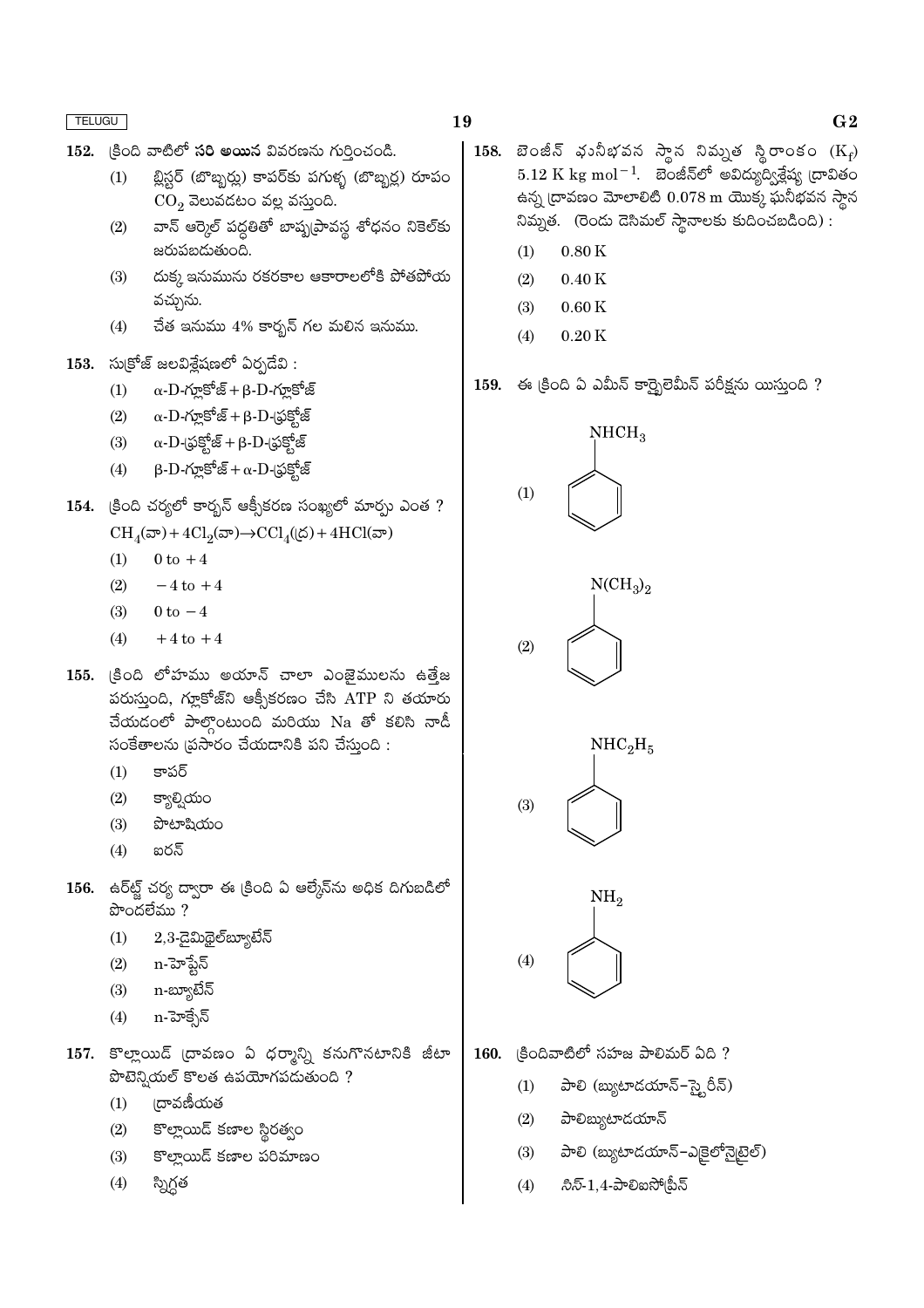152. క్రింది వాటిలో **సరి అయిన** వివరణను గుర్తించండి.

(1) బ్లిస్టర్ (బొబ్బర్లు) కాపర్‌కు పగుళ్ళ (బొబ్బర్ల) రూపం $CO_2$ వెలువడటం వల్ల వస్తుంది.

(2) వాన్ ఆర్కెల్ పద్ధతితో బాష్పప్రావస్థ శోధనం నికెల్‌కు జరుపబడుతుంది.

(3) దుక్క ఇనుమును రకరకాల ఆకారాలలోకి పోతపోయ వచ్చును.

(4) చేత ఇనుము 4% కార్బన్ గల మలిన ఇనుము.

153. సుక్రోజ్ జలవిశ్లేషణలో ఏర్పడేవి :

(1) α-D-గ్లూకోజ్ + β-D-గ్లూకోజ్

(2) α-D-గ్లూకోజ్ + β-D-ఫ్రక్టోజ్

(3) α-D-ఫ్రక్టోజ్ + β-D-ఫ్రక్టోజ్

(4) β-D-గ్లూకోజ్ + α-D-ఫ్రక్టోజ్

154. క్రింది చర్యలో కార్బన్ ఆక్సీకరణ సంఖ్యలో మార్పు ఎంత ?

$CH_4$(వా) + $4Cl_2$(వా) → $CCl_4$(ద్ర) + 4HCl(వా)

(1) 0 to +4

(2) −4 to +4

(3) 0 to −4

(4) +4 to +4

155. క్రింది లోహము అయాన్ చాలా ఎంజైములను ఉత్తేజ పరుస్తుంది, గ్లూకోజ్‌ని ఆక్సీకరణం చేసి ATP ని తయారు చేయడంలో పాల్గొంటుంది మరియు Na తో కలిసి నాడీ సంకేతాలను ప్రసారం చేయడానికి పని చేస్తుంది :

(1) కాపర్

(2) క్యాల్షియం

(3) పొటాషియం

(4) ఐరన్

156. ఉర్ట్జ్ చర్య ద్వారా ఈ క్రింది ఏ ఆల్కేన్‌ను అధిక దిగుబడిలో పొందలేము ?

(1) 2,3-డైమిథైల్‌బ్యూటేన్

(2) n-హెప్టేన్

(3) n-బ్యూటేన్

(4) n-హెక్సేన్

157. కొల్లాయిడ్ ద్రావణం ఏ ధర్మాన్ని కనుగొనటానికి జీటా పొటెన్షియల్ కొలత ఉపయోగపడుతుంది ?

(1) ద్రావణీయత

(2) కొల్లాయిడ్ కణాల స్థిరత్వం

(3) కొల్లాయిడ్ కణాల పరిమాణం

(4) స్నిగ్ధత

158. బెంజీన్ ఘనీభవన స్థాన నిమ్నత స్థిరాంకం ($K_f$) 5.12 K kg mol$^{-1}$. బెంజీన్‌లో అవిద్యుద్విశ్లేష్య ద్రావితం ఉన్న ద్రావణం మోలాలిటి 0.078 m యొక్క ఘనీభవన స్థాన నిమ్నత. (రెండు డెసిమల్ స్థానాలకు కుదించబడింది) :

(1) 0.80 K

(2) 0.40 K

(3) 0.60 K

(4) 0.20 K

159. ఈ క్రింది ఏ ఎమీన్ కార్బైలెమీన్ పరీక్షను యిస్తుంది ?

(1) $C_6H_5NHCH_3$

(2) $C_6H_5N(CH_3)_2$

(3) $C_6H_5NHC_2H_5$

(4) $C_6H_5NH_2$

160. క్రిందివాటిలో సహజ పాలిమర్ ఏది ?

(1) పాలి (బ్యుటాడయాన్–స్టైరీన్)

(2) పాలిబ్యుటాడయాన్

(3) పాలి (బ్యుటాడయాన్–ఎక్రిలోనైట్రైల్)

(4) సిస్-1,4-పాలిఐసోప్రీన్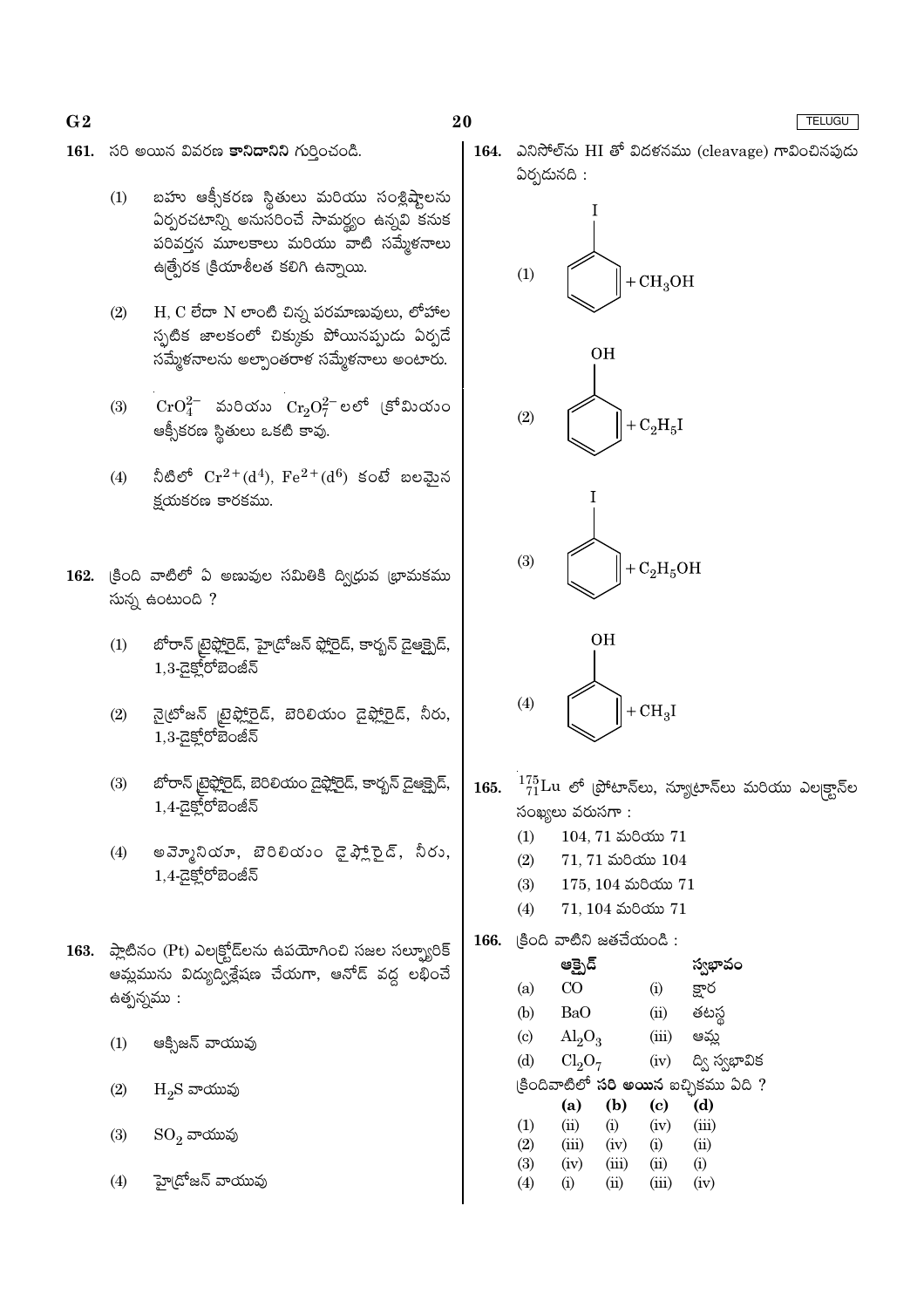161. సరి అయిన వివరణ **కానిదానిని** గుర్తించండి.

(1) బహు ఆక్సీకరణ స్థితులు మరియు సంశ్లిష్టాలను ఏర్పరచటాన్ని అనుసరించే సామర్థ్యం ఉన్నవి కనుక పరివర్తన మూలకాలు మరియు వాటి సమ్మేళనాలు ఉత్ప్రేరక క్రియాశీలత కలిగి ఉన్నాయి.

(2) H, C లేదా N లాంటి చిన్న పరమాణువులు, లోహాల స్ఫటిక జాలకంలో చిక్కుకు పోయినప్పుడు ఏర్పడే సమ్మేళనాలను అల్పాంతరాళ సమ్మేళనాలు అంటారు.

(3) $CrO_4^{2-}$ మరియు $Cr_2O_7^{2-}$ లలో క్రోమియం ఆక్సీకరణ స్థితులు ఒకటి కావు.

(4) నీటిలో $Cr^{2+}(d^4)$, $Fe^{2+}(d^6)$ కంటే బలమైన క్షయకరణ కారకము.

162. క్రింది వాటిలో ఏ అణువుల సమితికి ద్విధ్రువ భ్రామకము సున్న ఉంటుంది ?

(1) బోరాన్ ట్రైఫ్లోరైడ్, హైడ్రోజన్ ఫ్లోరైడ్, కార్బన్ డైఆక్సైడ్, 1,3-డైక్లోరోబెంజీన్

(2) నైట్రోజన్ ట్రైఫ్లోరైడ్, బెరిలియం డైఫ్లోరైడ్, నీరు, 1,3-డైక్లోరోబెంజీన్

(3) బోరాన్ ట్రైఫ్లోరైడ్, బెరిలియం డైఫ్లోరైడ్, కార్బన్ డైఆక్సైడ్, 1,4-డైక్లోరోబెంజీన్

(4) అమ్మోనియా, బెరిలియం డైఫ్లోరైడ్, నీరు, 1,4-డైక్లోరోబెంజీన్

163. ప్లాటినం (Pt) ఎలక్ట్రోడ్‌లను ఉపయోగించి సజల సల్ఫ్యూరిక్ ఆమ్లమును విద్యుద్విశ్లేషణ చేయగా, ఆనోడ్ వద్ద లభించే ఉత్పన్నము :

(1) ఆక్సిజన్ వాయువు

(2) $H_2S$ వాయువు

(3) $SO_2$ వాయువు

(4) హైడ్రోజన్ వాయువు

164. ఎనిసోల్‌ను HI తో విదళనము (cleavage) గావించినపుడు ఏర్పడునది :

(1) (అయోడోబెంజీన్) $+ CH_3OH$

(2) (ఫినాల్) $+ C_2H_5I$

(3) (అయోడోబెంజీన్) $+ C_2H_5OH$

(4) (ఫినాల్) $+ CH_3I$

165. $^{175}_{71}Lu$ లో ప్రోటాన్‌లు, న్యూట్రాన్‌లు మరియు ఎలక్ట్రాన్‌ల సంఖ్యలు వరుసగా :

(1) 104, 71 మరియు 71

(2) 71, 71 మరియు 104

(3) 175, 104 మరియు 71

(4) 71, 104 మరియు 71

166. క్రింది వాటిని జతచేయండి :

| | ఆక్సైడ్ | | స్వభావం |
|---|---|---|---|
| (a) | CO | (i) | క్షార |
| (b) | BaO | (ii) | తటస్థ |
| (c) | $Al_2O_3$ | (iii) | ఆమ్ల |
| (d) | $Cl_2O_7$ | (iv) | ద్వి స్వభావిక |

క్రిందివాటిలో **సరి అయిన** ఐచ్ఛికము ఏది ?

| | (a) | (b) | (c) | (d) |
|---|---|---|---|---|
| (1) | (ii) | (i) | (iv) | (iii) |
| (2) | (iii) | (iv) | (i) | (ii) |
| (3) | (iv) | (iii) | (ii) | (i) |
| (4) | (i) | (ii) | (iii) | (iv) |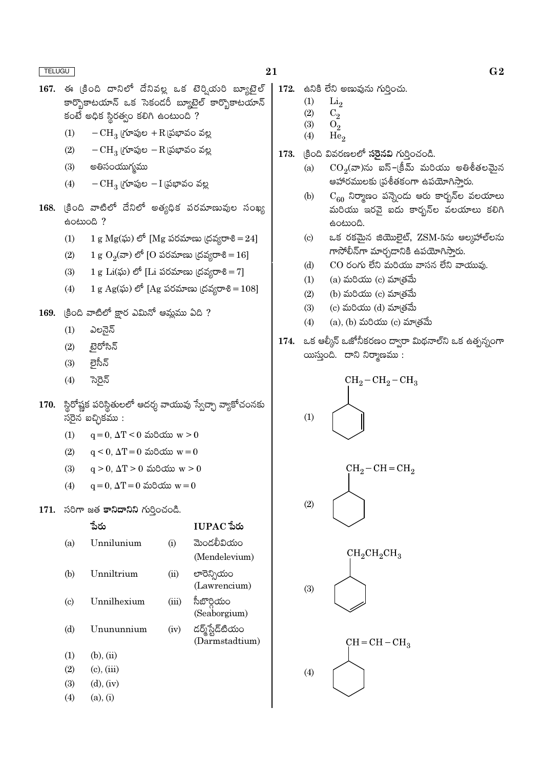167. ఈ క్రింది దానిలో దేనివల్ల ఒక టెర్షియరి బ్యూటైల్ కార్బోకాటయాన్ ఒక సెకండరీ బ్యూటైల్ కార్బోకాటయాన్ కంటే అధిక స్థిరత్వం కలిగి ఉంటుంది ?

(1) $-CH_3$ గ్రూపుల $+R$ ప్రభావం వల్ల

(2) $-CH_3$ గ్రూపుల $-R$ ప్రభావం వల్ల

(3) అతిసంయుగ్మము

(4) $-CH_3$ గ్రూపుల $-I$ ప్రభావం వల్ల

168. క్రింది వాటిలో దేనిలో అత్యధిక పరమాణువుల సంఖ్య ఉంటుంది ?

(1) 1 g Mg(ఘ) లో [Mg పరమాణు ద్రవ్యరాశి = 24]

(2) 1 g $O_2$(వా) లో [O పరమాణు ద్రవ్యరాశి = 16]

(3) 1 g Li(ఘ) లో [Li పరమాణు ద్రవ్యరాశి = 7]

(4) 1 g Ag(ఘ) లో [Ag పరమాణు ద్రవ్యరాశి = 108]

169. క్రింది వాటిలో క్షార ఎమినో ఆమ్లము ఏది ?

(1) ఎలనైన్

(2) టైరోసిన్

(3) లైసీన్

(4) సెరైన్

170. స్థిరోష్ణక పరిస్థితులలో ఆదర్శ వాయువు స్వేచ్ఛా వ్యాకోచంనకు సరైన ఐచ్ఛికము :

(1) $q = 0$, $\Delta T < 0$ మరియు $w > 0$

(2) $q < 0$, $\Delta T = 0$ మరియు $w = 0$

(3) $q > 0$, $\Delta T > 0$ మరియు $w > 0$

(4) $q = 0$, $\Delta T = 0$ మరియు $w = 0$

171. సరిగా జత **కానిదానిని** గుర్తించండి.

| | పేరు | | IUPAC పేరు |
|---|---|---|---|
| (a) | Unnilunium | (i) | మెండలీవియం (Mendelevium) |
| (b) | Unniltrium | (ii) | లారెన్సియం (Lawrencium) |
| (c) | Unnilhexium | (iii) | సీబోర్గియం (Seaborgium) |
| (d) | Unununnium | (iv) | డర్మ్‌స్టేడ్‌టియం (Darmstadtium) |

(1) (b), (ii)

(2) (c), (iii)

(3) (d), (iv)

(4) (a), (i)

172. ఉనికి లేని అణువును గుర్తించు.

(1) $Li_2$

(2) $C_2$

(3) $O_2$

(4) $He_2$

173. క్రింది వివరణలలో **సరైనవి** గుర్తించండి.

(a) $CO_2$(వా)ను ఐస్–క్రీమ్ మరియు అతిశీతలమైన ఆహారములకు ప్రశీతకంగా ఉపయోగిస్తారు.

(b) $C_{60}$ నిర్మాణం పన్నెండు ఆరు కార్బన్‌ల వలయాలు మరియు ఇరవై ఐదు కార్బన్‌ల వలయాలు కలిగి ఉంటుంది.

(c) ఒక రకమైన జియొలైట్, ZSM-5ను ఆల్కహాల్‌లను గాసోలీన్‌గా మార్చడానికి ఉపయోగిస్తారు.

(d) CO రంగు లేని మరియు వాసన లేని వాయువు.

(1) (a) మరియు (c) మాత్రమే

(2) (b) మరియు (c) మాత్రమే

(3) (c) మరియు (d) మాత్రమే

(4) (a), (b) మరియు (c) మాత్రమే

174. ఒక ఆల్కీన్ ఓజోనీకరణం ద్వారా మిథనాల్‌ని ఒక ఉత్పన్నంగా యిస్తుంది. దాని నిర్మాణము :

(1) $CH_2-CH_2-CH_3$ (cyclohexene ring)

(2) $CH_2-CH=CH_2$ (cyclohexane ring)

(3) $CH_2CH_2CH_3$ (cyclohexene ring)

(4) $CH=CH-CH_3$ (cyclohexane ring)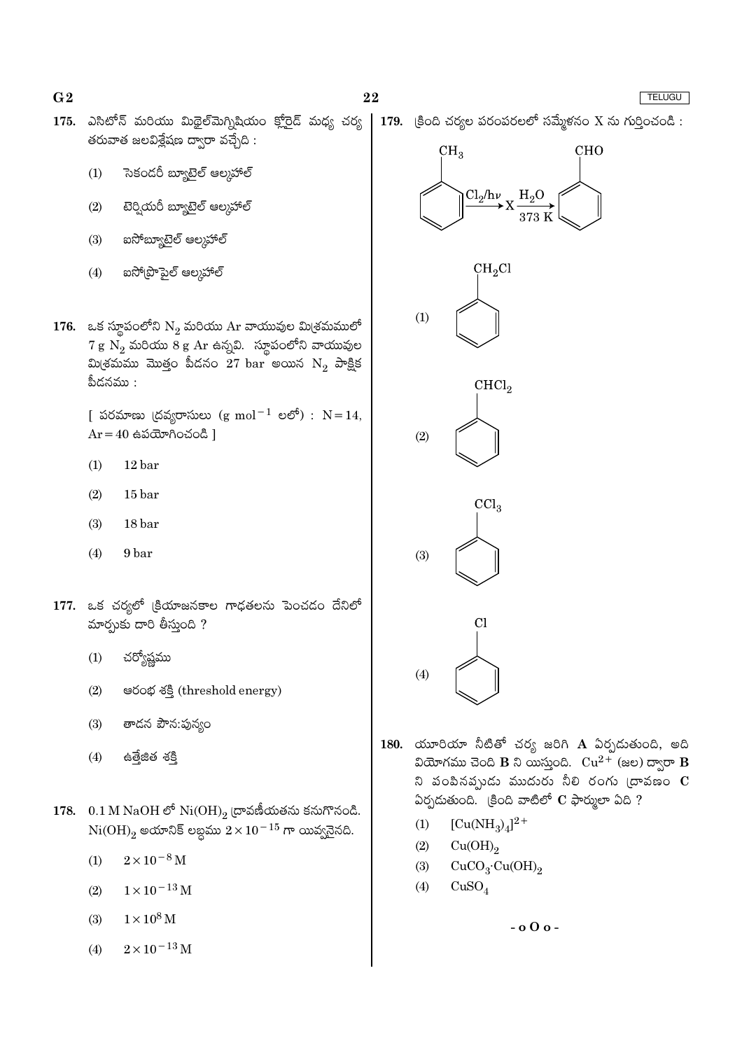175. ఎసిటోన్ మరియు మిథైల్‌మెగ్నిషియం క్లోరైడ్ మధ్య చర్య తరువాత జలవిశ్లేషణ ద్వారా వచ్చేది :

(1) సెకండరీ బ్యూటైల్ ఆల్కహాల్

(2) టెర్షియరీ బ్యూటైల్ ఆల్కహాల్

(3) ఐసోబ్యూటైల్ ఆల్కహాల్

(4) ఐసోప్రొపైల్ ఆల్కహాల్

176. ఒక స్థూపంలోని $N_2$ మరియు Ar వాయువుల మిశ్రమములో 7 g $N_2$ మరియు 8 g Ar ఉన్నవి. స్థూపంలోని వాయువుల మిశ్రమము మొత్తం పీడనం 27 bar అయిన $N_2$ పాక్షిక పీడనము :

[ పరమాణు ద్రవ్యరాసులు (g $mol^{-1}$ లలో) : N = 14, Ar = 40 ఉపయోగించండి ]

(1) 12 bar

(2) 15 bar

(3) 18 bar

(4) 9 bar

177. ఒక చర్యలో క్రియాజనకాల గాఢతలను పెంచడం దేనిలో మార్పుకు దారి తీస్తుంది ?

(1) చర్యోష్ణము

(2) ఆరంభ శక్తి (threshold energy)

(3) తాడన పౌన:పున్యం

(4) ఉత్తేజిత శక్తి

178. 0.1 M NaOH లో $Ni(OH)_2$ ద్రావణీయతను కనుగొనండి. $Ni(OH)_2$ అయానిక్ లబ్ధము $2 \times 10^{-15}$ గా యివ్వనైనది.

(1) $2 \times 10^{-8}$ M

(2) $1 \times 10^{-13}$ M

(3) $1 \times 10^{8}$ M

(4) $2 \times 10^{-13}$ M

179. క్రింది చర్యల పరంపరలలో సమ్మేళనం X ను గుర్తించండి :

$$C_6H_5CH_3 \xrightarrow{Cl_2/h\nu} X \xrightarrow[373\ K]{H_2O} C_6H_5CHO$$

(1) $C_6H_5CH_2Cl$

(2) $C_6H_5CHCl_2$

(3) $C_6H_5CCl_3$

(4) $C_6H_5Cl$

180. యూరియా నీటితో చర్య జరిగి **A** ఏర్పడుతుంది, అది వియోగము చెంది **B** ని యిస్తుంది. $Cu^{2+}$ (జల) ద్వారా **B** ని పంపినప్పుడు ముదురు నీలి రంగు ద్రావణం **C** ఏర్పడుతుంది. క్రింది వాటిలో **C** ఫార్ములా ఏది ?

(1) $[Cu(NH_3)_4]^{2+}$

(2) $Cu(OH)_2$

(3) $CuCO_3 \cdot Cu(OH)_2$

(4) $CuSO_4$

- o O o -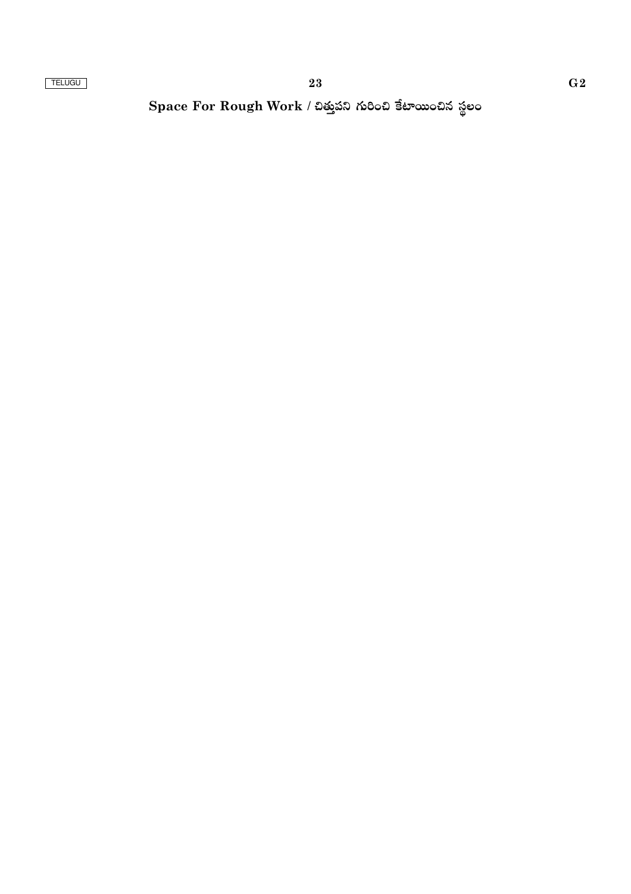**Space For Rough Work / చిత్తుపని గురించి కేటాయించిన స్థలం**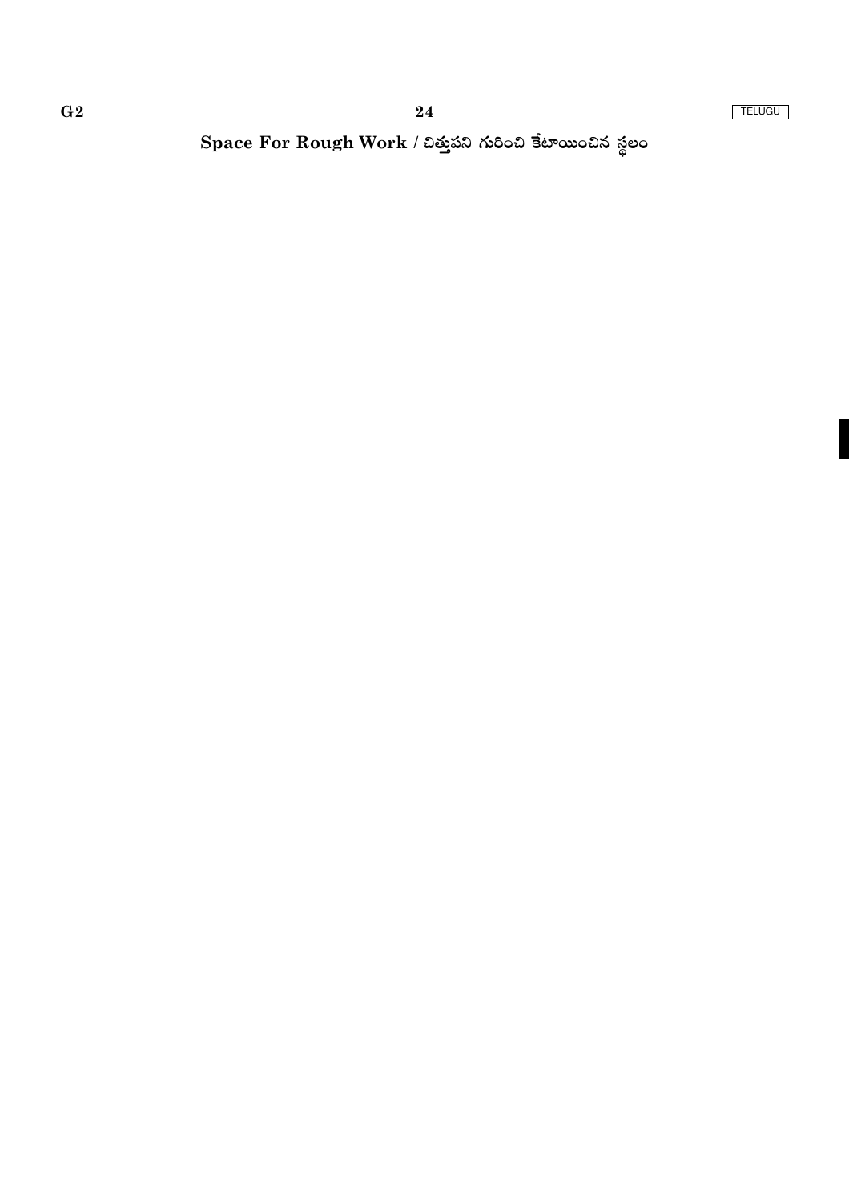**Space For Rough Work / చిత్తుపని గురించి కేటాయించిన స్థలం**